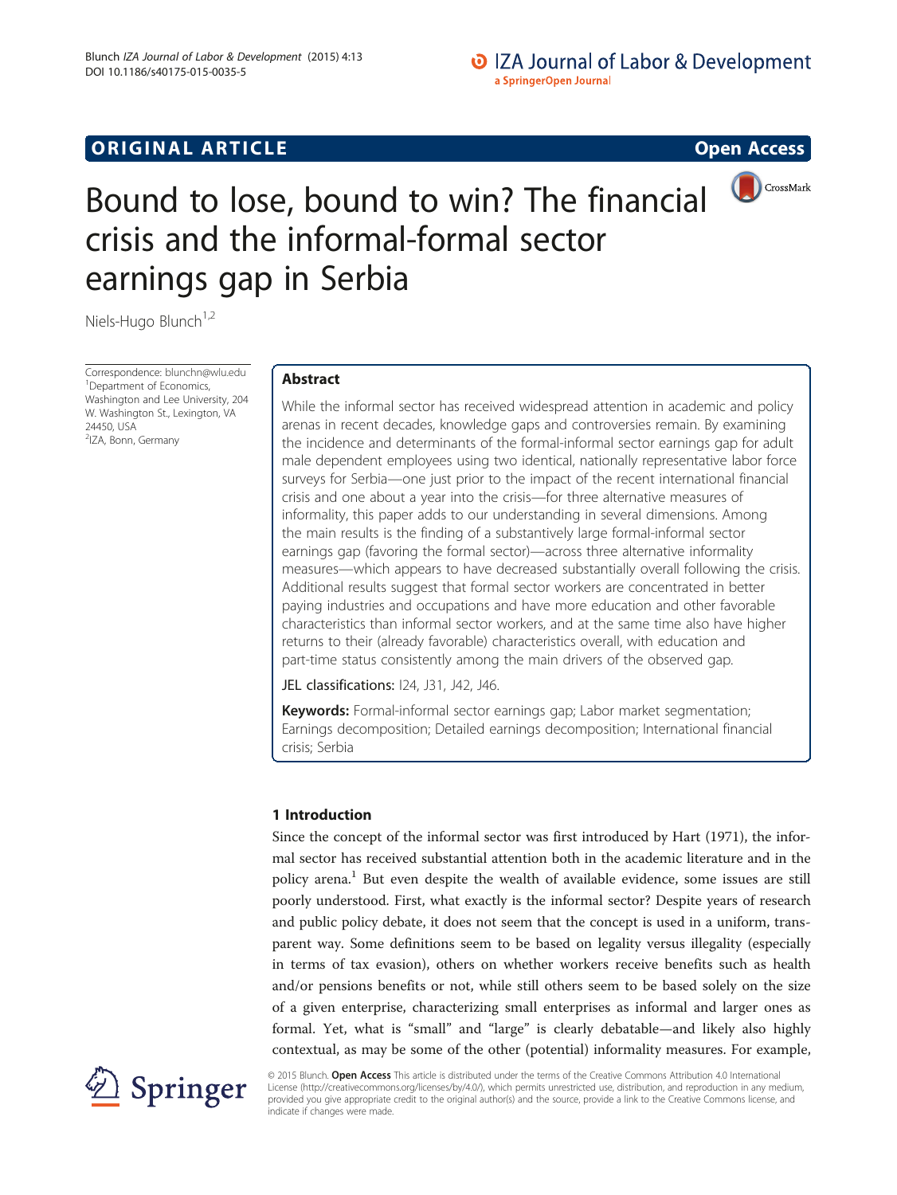ORIGINAL ARTICLE

Open Access

# Bound to lose, bound to win? The financial crisis and the informal-formal sector earnings gap in Serbia

Niels-Hugo Blunch[1,2]

Correspondence: blunchn@wlu.edu
[1]Department of Economics, Washington and Lee University, 204 W. Washington St., Lexington, VA 24450, USA
[2]IZA, Bonn, Germany

## Abstract

While the informal sector has received widespread attention in academic and policy arenas in recent decades, knowledge gaps and controversies remain. By examining the incidence and determinants of the formal-informal sector earnings gap for adult male dependent employees using two identical, nationally representative labor force surveys for Serbia—one just prior to the impact of the recent international financial crisis and one about a year into the crisis—for three alternative measures of informality, this paper adds to our understanding in several dimensions. Among the main results is the finding of a substantively large formal-informal sector earnings gap (favoring the formal sector)—across three alternative informality measures—which appears to have decreased substantially overall following the crisis. Additional results suggest that formal sector workers are concentrated in better paying industries and occupations and have more education and other favorable characteristics than informal sector workers, and at the same time also have higher returns to their (already favorable) characteristics overall, with education and part-time status consistently among the main drivers of the observed gap.

**JEL classifications:** I24, J31, J42, J46.

**Keywords:** Formal-informal sector earnings gap; Labor market segmentation; Earnings decomposition; Detailed earnings decomposition; International financial crisis; Serbia

## 1 Introduction

Since the concept of the informal sector was first introduced by Hart (1971), the informal sector has received substantial attention both in the academic literature and in the policy arena.[1] But even despite the wealth of available evidence, some issues are still poorly understood. First, what exactly is the informal sector? Despite years of research and public policy debate, it does not seem that the concept is used in a uniform, transparent way. Some definitions seem to be based on legality versus illegality (especially in terms of tax evasion), others on whether workers receive benefits such as health and/or pensions benefits or not, while still others seem to be based solely on the size of a given enterprise, characterizing small enterprises as informal and larger ones as formal. Yet, what is "small" and "large" is clearly debatable—and likely also highly contextual, as may be some of the other (potential) informality measures. For example,

© 2015 Blunch. **Open Access** This article is distributed under the terms of the Creative Commons Attribution 4.0 International License (http://creativecommons.org/licenses/by/4.0/), which permits unrestricted use, distribution, and reproduction in any medium, provided you give appropriate credit to the original author(s) and the source, provide a link to the Creative Commons license, and indicate if changes were made.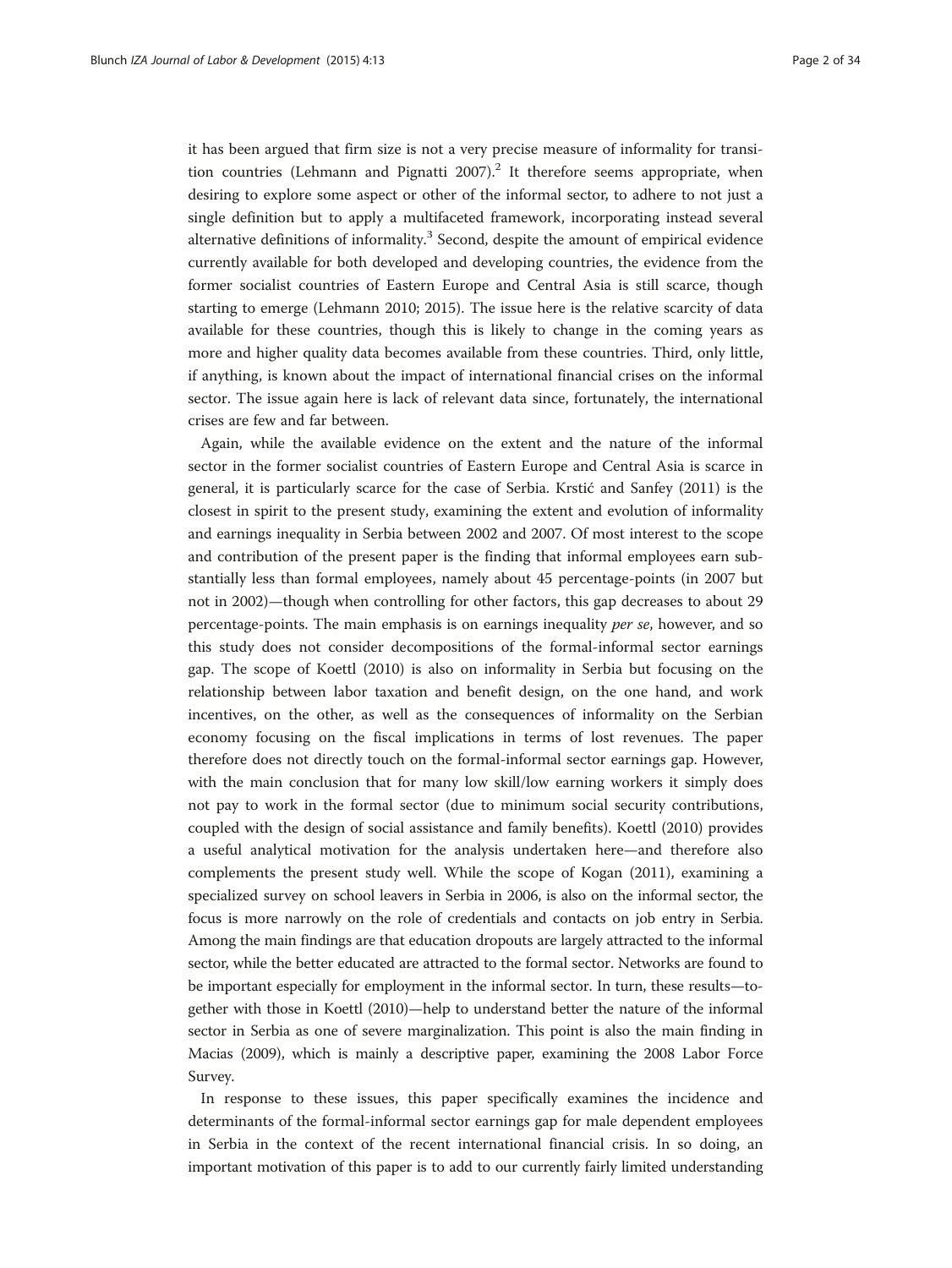it has been argued that firm size is not a very precise measure of informality for transition countries (Lehmann and Pignatti 2007).[2] It therefore seems appropriate, when desiring to explore some aspect or other of the informal sector, to adhere to not just a single definition but to apply a multifaceted framework, incorporating instead several alternative definitions of informality.[3] Second, despite the amount of empirical evidence currently available for both developed and developing countries, the evidence from the former socialist countries of Eastern Europe and Central Asia is still scarce, though starting to emerge (Lehmann 2010; 2015). The issue here is the relative scarcity of data available for these countries, though this is likely to change in the coming years as more and higher quality data becomes available from these countries. Third, only little, if anything, is known about the impact of international financial crises on the informal sector. The issue again here is lack of relevant data since, fortunately, the international crises are few and far between.

Again, while the available evidence on the extent and the nature of the informal sector in the former socialist countries of Eastern Europe and Central Asia is scarce in general, it is particularly scarce for the case of Serbia. Krstić and Sanfey (2011) is the closest in spirit to the present study, examining the extent and evolution of informality and earnings inequality in Serbia between 2002 and 2007. Of most interest to the scope and contribution of the present paper is the finding that informal employees earn substantially less than formal employees, namely about 45 percentage-points (in 2007 but not in 2002)—though when controlling for other factors, this gap decreases to about 29 percentage-points. The main emphasis is on earnings inequality *per se*, however, and so this study does not consider decompositions of the formal-informal sector earnings gap. The scope of Koettl (2010) is also on informality in Serbia but focusing on the relationship between labor taxation and benefit design, on the one hand, and work incentives, on the other, as well as the consequences of informality on the Serbian economy focusing on the fiscal implications in terms of lost revenues. The paper therefore does not directly touch on the formal-informal sector earnings gap. However, with the main conclusion that for many low skill/low earning workers it simply does not pay to work in the formal sector (due to minimum social security contributions, coupled with the design of social assistance and family benefits). Koettl (2010) provides a useful analytical motivation for the analysis undertaken here—and therefore also complements the present study well. While the scope of Kogan (2011), examining a specialized survey on school leavers in Serbia in 2006, is also on the informal sector, the focus is more narrowly on the role of credentials and contacts on job entry in Serbia. Among the main findings are that education dropouts are largely attracted to the informal sector, while the better educated are attracted to the formal sector. Networks are found to be important especially for employment in the informal sector. In turn, these results—together with those in Koettl (2010)—help to understand better the nature of the informal sector in Serbia as one of severe marginalization. This point is also the main finding in Macias (2009), which is mainly a descriptive paper, examining the 2008 Labor Force Survey.

In response to these issues, this paper specifically examines the incidence and determinants of the formal-informal sector earnings gap for male dependent employees in Serbia in the context of the recent international financial crisis. In so doing, an important motivation of this paper is to add to our currently fairly limited understanding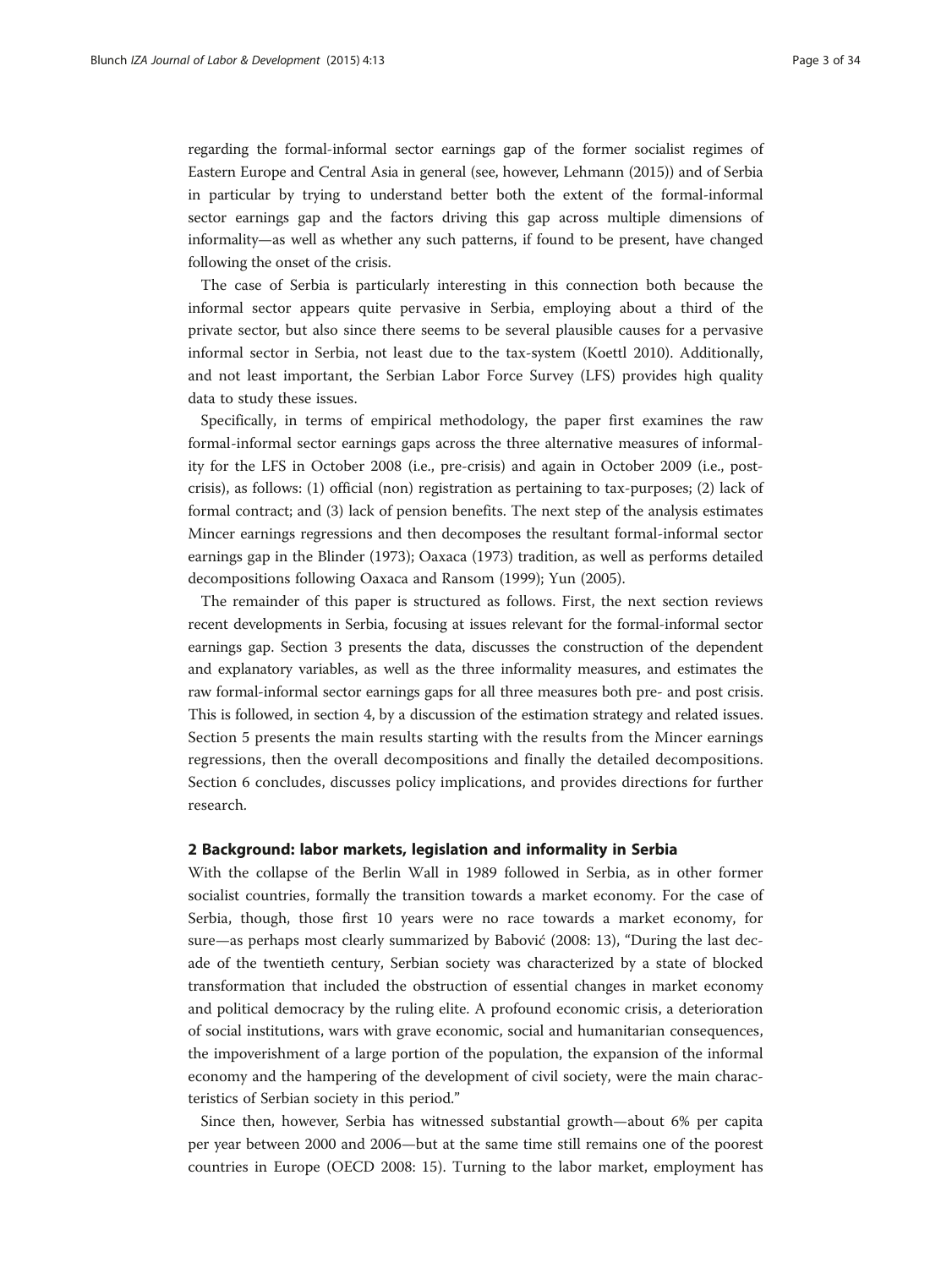regarding the formal-informal sector earnings gap of the former socialist regimes of Eastern Europe and Central Asia in general (see, however, Lehmann (2015)) and of Serbia in particular by trying to understand better both the extent of the formal-informal sector earnings gap and the factors driving this gap across multiple dimensions of informality—as well as whether any such patterns, if found to be present, have changed following the onset of the crisis.

The case of Serbia is particularly interesting in this connection both because the informal sector appears quite pervasive in Serbia, employing about a third of the private sector, but also since there seems to be several plausible causes for a pervasive informal sector in Serbia, not least due to the tax-system (Koettl 2010). Additionally, and not least important, the Serbian Labor Force Survey (LFS) provides high quality data to study these issues.

Specifically, in terms of empirical methodology, the paper first examines the raw formal-informal sector earnings gaps across the three alternative measures of informality for the LFS in October 2008 (i.e., pre-crisis) and again in October 2009 (i.e., post-crisis), as follows: (1) official (non) registration as pertaining to tax-purposes; (2) lack of formal contract; and (3) lack of pension benefits. The next step of the analysis estimates Mincer earnings regressions and then decomposes the resultant formal-informal sector earnings gap in the Blinder (1973); Oaxaca (1973) tradition, as well as performs detailed decompositions following Oaxaca and Ransom (1999); Yun (2005).

The remainder of this paper is structured as follows. First, the next section reviews recent developments in Serbia, focusing at issues relevant for the formal-informal sector earnings gap. Section 3 presents the data, discusses the construction of the dependent and explanatory variables, as well as the three informality measures, and estimates the raw formal-informal sector earnings gaps for all three measures both pre- and post crisis. This is followed, in section 4, by a discussion of the estimation strategy and related issues. Section 5 presents the main results starting with the results from the Mincer earnings regressions, then the overall decompositions and finally the detailed decompositions. Section 6 concludes, discusses policy implications, and provides directions for further research.

## 2 Background: labor markets, legislation and informality in Serbia

With the collapse of the Berlin Wall in 1989 followed in Serbia, as in other former socialist countries, formally the transition towards a market economy. For the case of Serbia, though, those first 10 years were no race towards a market economy, for sure—as perhaps most clearly summarized by Babović (2008: 13), "During the last decade of the twentieth century, Serbian society was characterized by a state of blocked transformation that included the obstruction of essential changes in market economy and political democracy by the ruling elite. A profound economic crisis, a deterioration of social institutions, wars with grave economic, social and humanitarian consequences, the impoverishment of a large portion of the population, the expansion of the informal economy and the hampering of the development of civil society, were the main characteristics of Serbian society in this period."

Since then, however, Serbia has witnessed substantial growth—about 6% per capita per year between 2000 and 2006—but at the same time still remains one of the poorest countries in Europe (OECD 2008: 15). Turning to the labor market, employment has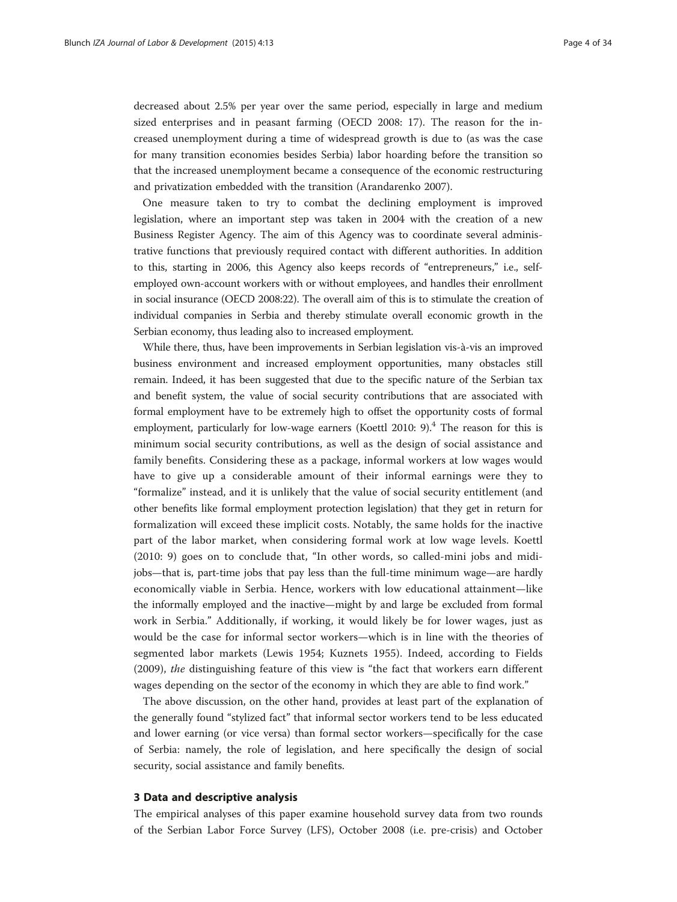decreased about 2.5% per year over the same period, especially in large and medium sized enterprises and in peasant farming (OECD 2008: 17). The reason for the increased unemployment during a time of widespread growth is due to (as was the case for many transition economies besides Serbia) labor hoarding before the transition so that the increased unemployment became a consequence of the economic restructuring and privatization embedded with the transition (Arandarenko 2007).

One measure taken to try to combat the declining employment is improved legislation, where an important step was taken in 2004 with the creation of a new Business Register Agency. The aim of this Agency was to coordinate several administrative functions that previously required contact with different authorities. In addition to this, starting in 2006, this Agency also keeps records of "entrepreneurs," i.e., self-employed own-account workers with or without employees, and handles their enrollment in social insurance (OECD 2008:22). The overall aim of this is to stimulate the creation of individual companies in Serbia and thereby stimulate overall economic growth in the Serbian economy, thus leading also to increased employment.

While there, thus, have been improvements in Serbian legislation vis-à-vis an improved business environment and increased employment opportunities, many obstacles still remain. Indeed, it has been suggested that due to the specific nature of the Serbian tax and benefit system, the value of social security contributions that are associated with formal employment have to be extremely high to offset the opportunity costs of formal employment, particularly for low-wage earners (Koettl 2010: 9).[4] The reason for this is minimum social security contributions, as well as the design of social assistance and family benefits. Considering these as a package, informal workers at low wages would have to give up a considerable amount of their informal earnings were they to "formalize" instead, and it is unlikely that the value of social security entitlement (and other benefits like formal employment protection legislation) that they get in return for formalization will exceed these implicit costs. Notably, the same holds for the inactive part of the labor market, when considering formal work at low wage levels. Koettl (2010: 9) goes on to conclude that, "In other words, so called-mini jobs and midi-jobs—that is, part-time jobs that pay less than the full-time minimum wage—are hardly economically viable in Serbia. Hence, workers with low educational attainment—like the informally employed and the inactive—might by and large be excluded from formal work in Serbia." Additionally, if working, it would likely be for lower wages, just as would be the case for informal sector workers—which is in line with the theories of segmented labor markets (Lewis 1954; Kuznets 1955). Indeed, according to Fields (2009), *the* distinguishing feature of this view is "the fact that workers earn different wages depending on the sector of the economy in which they are able to find work."

The above discussion, on the other hand, provides at least part of the explanation of the generally found "stylized fact" that informal sector workers tend to be less educated and lower earning (or vice versa) than formal sector workers—specifically for the case of Serbia: namely, the role of legislation, and here specifically the design of social security, social assistance and family benefits.

## 3 Data and descriptive analysis

The empirical analyses of this paper examine household survey data from two rounds of the Serbian Labor Force Survey (LFS), October 2008 (i.e. pre-crisis) and October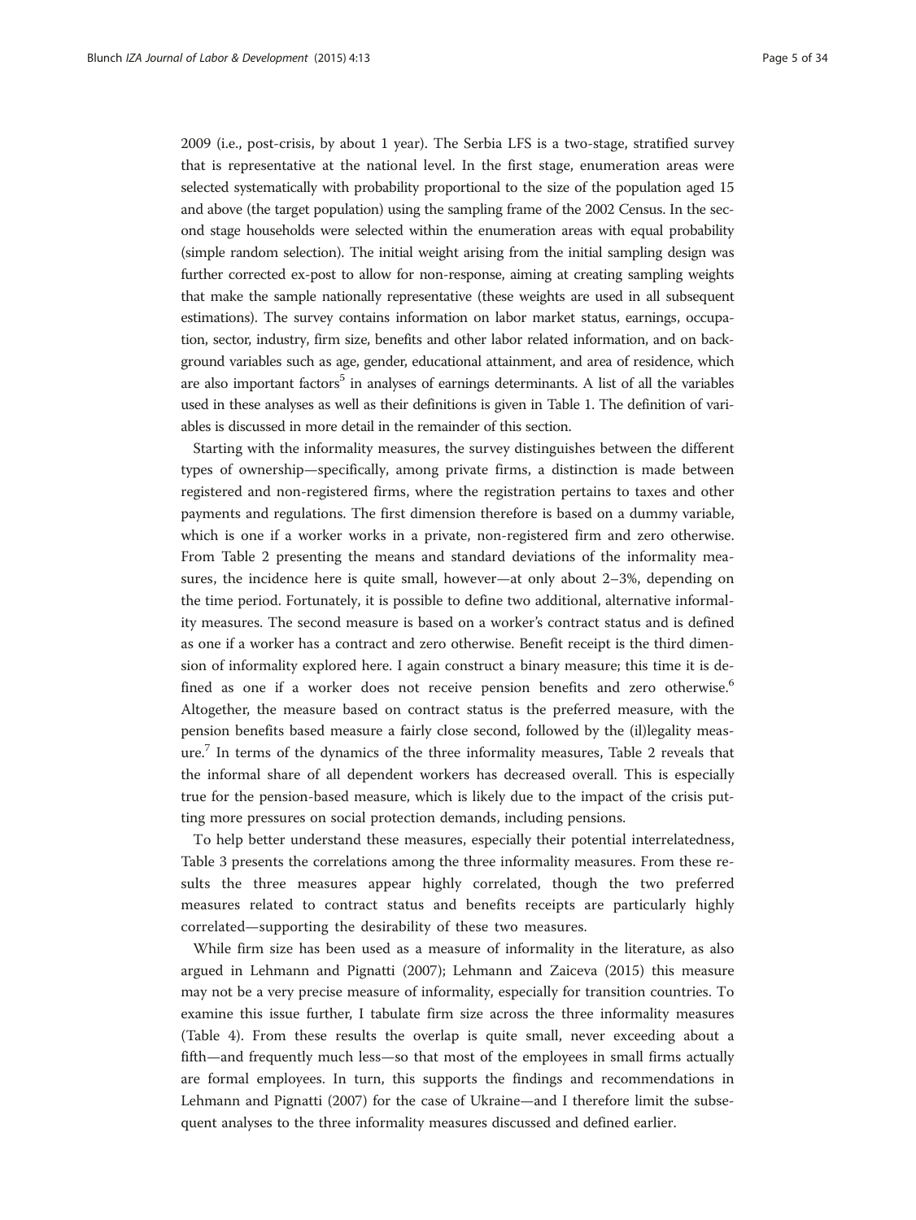2009 (i.e., post-crisis, by about 1 year). The Serbia LFS is a two-stage, stratified survey that is representative at the national level. In the first stage, enumeration areas were selected systematically with probability proportional to the size of the population aged 15 and above (the target population) using the sampling frame of the 2002 Census. In the second stage households were selected within the enumeration areas with equal probability (simple random selection). The initial weight arising from the initial sampling design was further corrected ex-post to allow for non-response, aiming at creating sampling weights that make the sample nationally representative (these weights are used in all subsequent estimations). The survey contains information on labor market status, earnings, occupation, sector, industry, firm size, benefits and other labor related information, and on background variables such as age, gender, educational attainment, and area of residence, which are also important factors[5] in analyses of earnings determinants. A list of all the variables used in these analyses as well as their definitions is given in Table 1. The definition of variables is discussed in more detail in the remainder of this section.

Starting with the informality measures, the survey distinguishes between the different types of ownership—specifically, among private firms, a distinction is made between registered and non-registered firms, where the registration pertains to taxes and other payments and regulations. The first dimension therefore is based on a dummy variable, which is one if a worker works in a private, non-registered firm and zero otherwise. From Table 2 presenting the means and standard deviations of the informality measures, the incidence here is quite small, however—at only about 2–3%, depending on the time period. Fortunately, it is possible to define two additional, alternative informality measures. The second measure is based on a worker's contract status and is defined as one if a worker has a contract and zero otherwise. Benefit receipt is the third dimension of informality explored here. I again construct a binary measure; this time it is defined as one if a worker does not receive pension benefits and zero otherwise.[6] Altogether, the measure based on contract status is the preferred measure, with the pension benefits based measure a fairly close second, followed by the (il)legality measure.[7] In terms of the dynamics of the three informality measures, Table 2 reveals that the informal share of all dependent workers has decreased overall. This is especially true for the pension-based measure, which is likely due to the impact of the crisis putting more pressures on social protection demands, including pensions.

To help better understand these measures, especially their potential interrelatedness, Table 3 presents the correlations among the three informality measures. From these results the three measures appear highly correlated, though the two preferred measures related to contract status and benefits receipts are particularly highly correlated—supporting the desirability of these two measures.

While firm size has been used as a measure of informality in the literature, as also argued in Lehmann and Pignatti (2007); Lehmann and Zaiceva (2015) this measure may not be a very precise measure of informality, especially for transition countries. To examine this issue further, I tabulate firm size across the three informality measures (Table 4). From these results the overlap is quite small, never exceeding about a fifth—and frequently much less—so that most of the employees in small firms actually are formal employees. In turn, this supports the findings and recommendations in Lehmann and Pignatti (2007) for the case of Ukraine—and I therefore limit the subsequent analyses to the three informality measures discussed and defined earlier.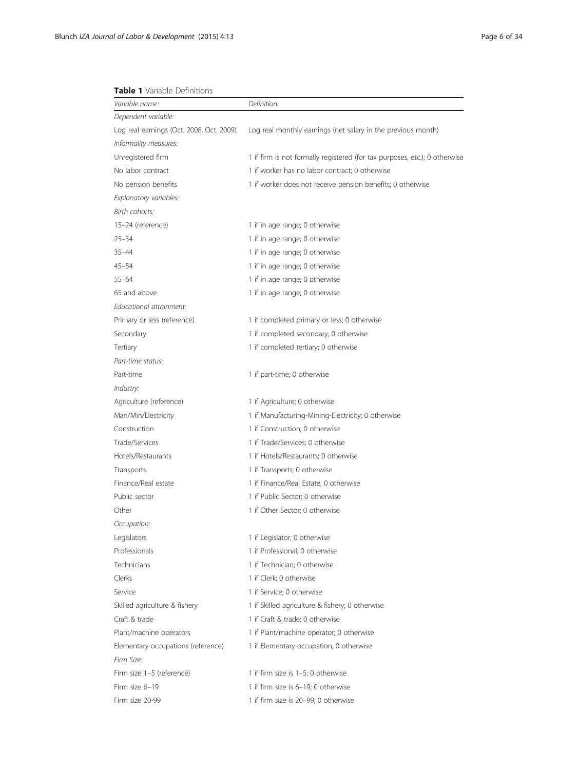**Table 1** Variable Definitions

| *Variable name:* | *Definition:* |
|---|---|
| *Dependent variable:* | |
| Log real earnings (Oct. 2008, Oct. 2009) | Log real monthly earnings (net salary in the previous month) |
| *Informality measures:* | |
| Unregistered firm | 1 if firm is not formally registered (for tax purposes, etc.); 0 otherwise |
| No labor contract | 1 if worker has no labor contract; 0 otherwise |
| No pension benefits | 1 if worker does not receive pension benefits; 0 otherwise |
| *Explanatory variables:* | |
| *Birth cohorts:* | |
| 15–24 (reference) | 1 if in age range; 0 otherwise |
| 25–34 | 1 if in age range; 0 otherwise |
| 35–44 | 1 if in age range; 0 otherwise |
| 45–54 | 1 if in age range; 0 otherwise |
| 55–64 | 1 if in age range; 0 otherwise |
| 65 and above | 1 if in age range; 0 otherwise |
| *Educational attainment:* | |
| Primary or less (reference) | 1 if completed primary or less; 0 otherwise |
| Secondary | 1 if completed secondary; 0 otherwise |
| Tertiary | 1 if completed tertiary; 0 otherwise |
| *Part-time status:* | |
| Part-time | 1 if part-time; 0 otherwise |
| *Industry:* | |
| Agriculture (reference) | 1 if Agriculture; 0 otherwise |
| Man/Min/Electricity | 1 if Manufacturing-Mining-Electricity; 0 otherwise |
| Construction | 1 if Construction; 0 otherwise |
| Trade/Services | 1 if Trade/Services; 0 otherwise |
| Hotels/Restaurants | 1 if Hotels/Restaurants; 0 otherwise |
| Transports | 1 if Transports; 0 otherwise |
| Finance/Real estate | 1 if Finance/Real Estate; 0 otherwise |
| Public sector | 1 if Public Sector; 0 otherwise |
| Other | 1 if Other Sector; 0 otherwise |
| *Occupation:* | |
| Legislators | 1 if Legislator; 0 otherwise |
| Professionals | 1 if Professional; 0 otherwise |
| Technicians | 1 if Technician; 0 otherwise |
| Clerks | 1 if Clerk; 0 otherwise |
| Service | 1 if Service; 0 otherwise |
| Skilled agriculture & fishery | 1 if Skilled agriculture & fishery; 0 otherwise |
| Craft & trade | 1 if Craft & trade; 0 otherwise |
| Plant/machine operators | 1 if Plant/machine operator; 0 otherwise |
| Elementary occupations (reference) | 1 if Elementary occupation; 0 otherwise |
| *Firm Size:* | |
| Firm size 1–5 (reference) | 1 if firm size is 1–5; 0 otherwise |
| Firm size 6–19 | 1 if firm size is 6–19; 0 otherwise |
| Firm size 20-99 | 1 if firm size is 20–99; 0 otherwise |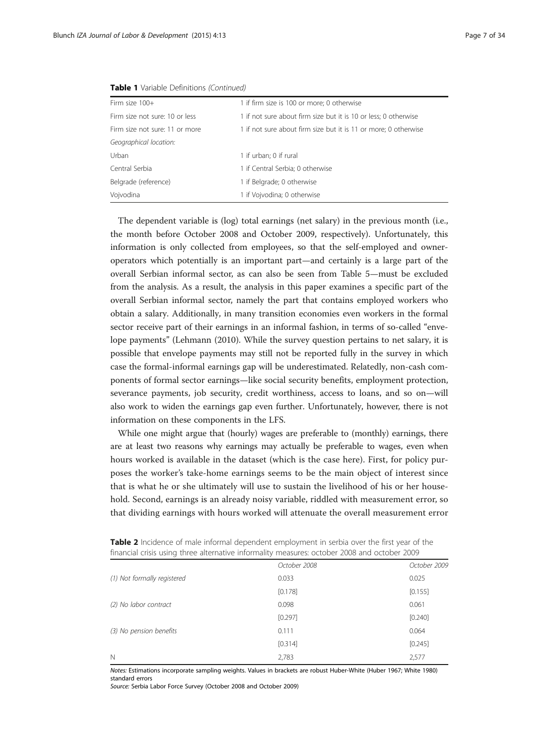**Table 1** Variable Definitions *(Continued)*

| | |
|---|---|
| Firm size 100+ | 1 if firm size is 100 or more; 0 otherwise |
| Firm size not sure: 10 or less | 1 if not sure about firm size but it is 10 or less; 0 otherwise |
| Firm size not sure: 11 or more | 1 if not sure about firm size but it is 11 or more; 0 otherwise |
| *Geographical location:* | |
| Urban | 1 if urban; 0 if rural |
| Central Serbia | 1 if Central Serbia; 0 otherwise |
| Belgrade (reference) | 1 if Belgrade; 0 otherwise |
| Vojvodina | 1 if Vojvodina; 0 otherwise |

The dependent variable is (log) total earnings (net salary) in the previous month (i.e., the month before October 2008 and October 2009, respectively). Unfortunately, this information is only collected from employees, so that the self-employed and owner-operators which potentially is an important part—and certainly is a large part of the overall Serbian informal sector, as can also be seen from Table 5—must be excluded from the analysis. As a result, the analysis in this paper examines a specific part of the overall Serbian informal sector, namely the part that contains employed workers who obtain a salary. Additionally, in many transition economies even workers in the formal sector receive part of their earnings in an informal fashion, in terms of so-called "envelope payments" (Lehmann (2010). While the survey question pertains to net salary, it is possible that envelope payments may still not be reported fully in the survey in which case the formal-informal earnings gap will be underestimated. Relatedly, non-cash components of formal sector earnings—like social security benefits, employment protection, severance payments, job security, credit worthiness, access to loans, and so on—will also work to widen the earnings gap even further. Unfortunately, however, there is not information on these components in the LFS.

While one might argue that (hourly) wages are preferable to (monthly) earnings, there are at least two reasons why earnings may actually be preferable to wages, even when hours worked is available in the dataset (which is the case here). First, for policy purposes the worker's take-home earnings seems to be the main object of interest since that is what he or she ultimately will use to sustain the livelihood of his or her household. Second, earnings is an already noisy variable, riddled with measurement error, so that dividing earnings with hours worked will attenuate the overall measurement error

**Table 2** Incidence of male informal dependent employment in serbia over the first year of the financial crisis using three alternative informality measures: october 2008 and october 2009

| | October 2008 | October 2009 |
|---|---|---|
| *(1) Not formally registered* | 0.033 | 0.025 |
| | [0.178] | [0.155] |
| *(2) No labor contract* | 0.098 | 0.061 |
| | [0.297] | [0.240] |
| *(3) No pension benefits* | 0.111 | 0.064 |
| | [0.314] | [0.245] |
| N | 2,783 | 2,577 |

*Notes:* Estimations incorporate sampling weights. Values in brackets are robust Huber-White (Huber 1967; White 1980) standard errors
*Source:* Serbia Labor Force Survey (October 2008 and October 2009)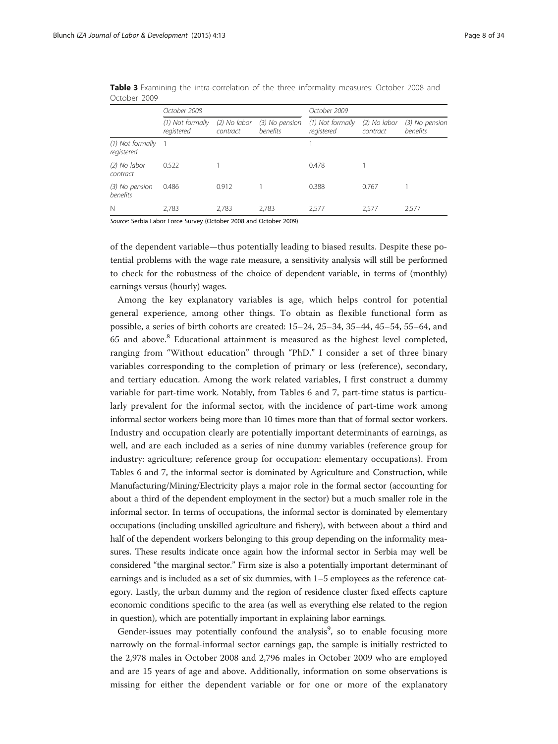**Table 3** Examining the intra-correlation of the three informality measures: October 2008 and October 2009

| | October 2008 | | | October 2009 | | |
|---|---|---|---|---|---|---|
| | (1) Not formally registered | (2) No labor contract | (3) No pension benefits | (1) Not formally registered | (2) No labor contract | (3) No pension benefits |
| (1) Not formally registered | 1 | | | 1 | | |
| (2) No labor contract | 0.522 | 1 | | 0.478 | 1 | |
| (3) No pension benefits | 0.486 | 0.912 | 1 | 0.388 | 0.767 | 1 |
| N | 2,783 | 2,783 | 2,783 | 2,577 | 2,577 | 2,577 |

*Source:* Serbia Labor Force Survey (October 2008 and October 2009)

of the dependent variable—thus potentially leading to biased results. Despite these potential problems with the wage rate measure, a sensitivity analysis will still be performed to check for the robustness of the choice of dependent variable, in terms of (monthly) earnings versus (hourly) wages.

Among the key explanatory variables is age, which helps control for potential general experience, among other things. To obtain as flexible functional form as possible, a series of birth cohorts are created: 15–24, 25–34, 35–44, 45–54, 55–64, and 65 and above.[8] Educational attainment is measured as the highest level completed, ranging from "Without education" through "PhD." I consider a set of three binary variables corresponding to the completion of primary or less (reference), secondary, and tertiary education. Among the work related variables, I first construct a dummy variable for part-time work. Notably, from Tables 6 and 7, part-time status is particularly prevalent for the informal sector, with the incidence of part-time work among informal sector workers being more than 10 times more than that of formal sector workers. Industry and occupation clearly are potentially important determinants of earnings, as well, and are each included as a series of nine dummy variables (reference group for industry: agriculture; reference group for occupation: elementary occupations). From Tables 6 and 7, the informal sector is dominated by Agriculture and Construction, while Manufacturing/Mining/Electricity plays a major role in the formal sector (accounting for about a third of the dependent employment in the sector) but a much smaller role in the informal sector. In terms of occupations, the informal sector is dominated by elementary occupations (including unskilled agriculture and fishery), with between about a third and half of the dependent workers belonging to this group depending on the informality measures. These results indicate once again how the informal sector in Serbia may well be considered "the marginal sector." Firm size is also a potentially important determinant of earnings and is included as a set of six dummies, with 1–5 employees as the reference category. Lastly, the urban dummy and the region of residence cluster fixed effects capture economic conditions specific to the area (as well as everything else related to the region in question), which are potentially important in explaining labor earnings.

Gender-issues may potentially confound the analysis[9], so to enable focusing more narrowly on the formal-informal sector earnings gap, the sample is initially restricted to the 2,978 males in October 2008 and 2,796 males in October 2009 who are employed and are 15 years of age and above. Additionally, information on some observations is missing for either the dependent variable or for one or more of the explanatory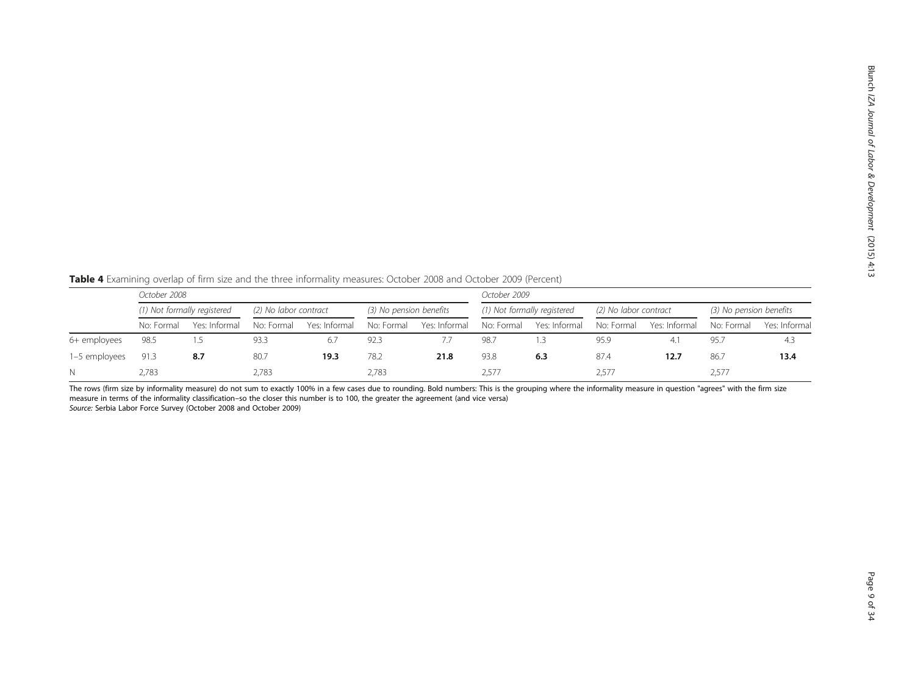**Table 4** Examining overlap of firm size and the three informality measures: October 2008 and October 2009 (Percent)

| | *October 2008* | | | | | | *October 2009* | | | | | |
|---|---|---|---|---|---|---|---|---|---|---|---|---|
| | *(1) Not formally registered* | | *(2) No labor contract* | | *(3) No pension benefits* | | *(1) Not formally registered* | | *(2) No labor contract* | | *(3) No pension benefits* | |
| | No: Formal | Yes: Informal | No: Formal | Yes: Informal | No: Formal | Yes: Informal | No: Formal | Yes: Informal | No: Formal | Yes: Informal | No: Formal | Yes: Informal |
| 6+ employees | 98.5 | 1.5 | 93.3 | 6.7 | 92.3 | 7.7 | 98.7 | 1.3 | 95.9 | 4.1 | 95.7 | 4.3 |
| 1–5 employees | 91.3 | **8.7** | 80.7 | **19.3** | 78.2 | **21.8** | 93.8 | **6.3** | 87.4 | **12.7** | 86.7 | **13.4** |
| N | 2,783 | | 2,783 | | 2,783 | | 2,577 | | 2,577 | | 2,577 | |

The rows (firm size by informality measure) do not sum to exactly 100% in a few cases due to rounding. Bold numbers: This is the grouping where the informality measure in question "agrees" with the firm size measure in terms of the informality classification–so the closer this number is to 100, the greater the agreement (and vice versa)
*Source:* Serbia Labor Force Survey (October 2008 and October 2009)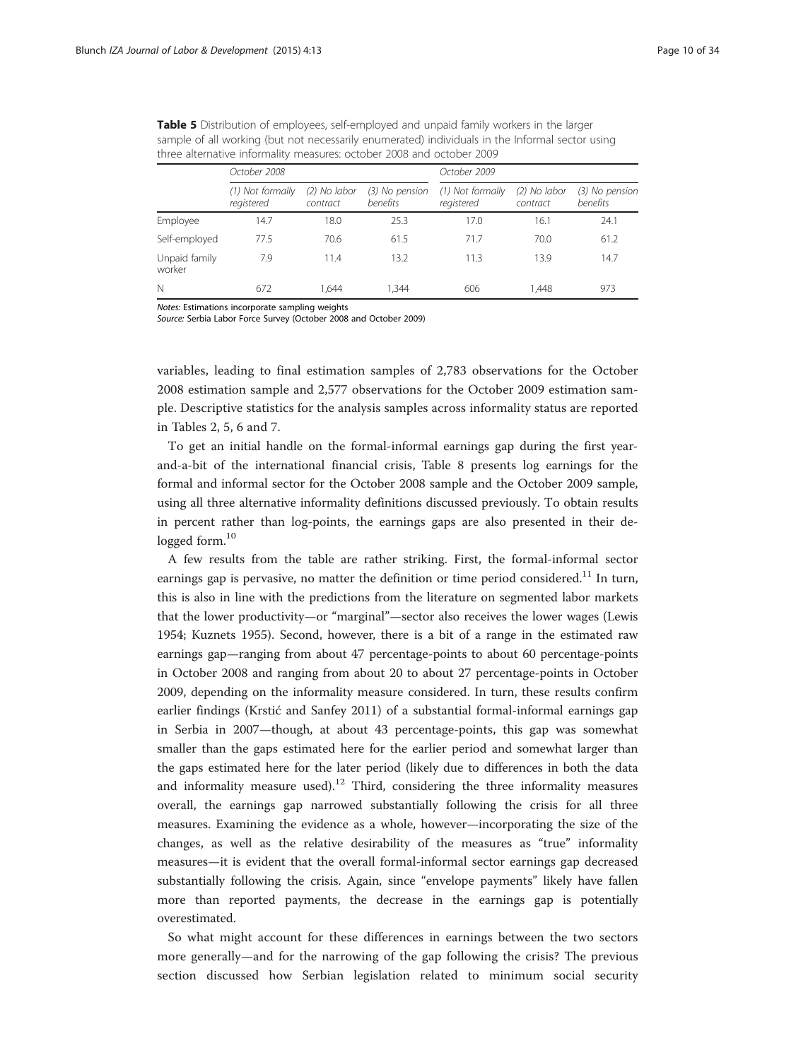**Table 5** Distribution of employees, self-employed and unpaid family workers in the larger sample of all working (but not necessarily enumerated) individuals in the Informal sector using three alternative informality measures: october 2008 and october 2009

| | *October 2008* | | | *October 2009* | | |
|---|---|---|---|---|---|---|
| | *(1) Not formally registered* | *(2) No labor contract* | *(3) No pension benefits* | *(1) Not formally registered* | *(2) No labor contract* | *(3) No pension benefits* |
| Employee | 14.7 | 18.0 | 25.3 | 17.0 | 16.1 | 24.1 |
| Self-employed | 77.5 | 70.6 | 61.5 | 71.7 | 70.0 | 61.2 |
| Unpaid family worker | 7.9 | 11.4 | 13.2 | 11.3 | 13.9 | 14.7 |
| N | 672 | 1,644 | 1,344 | 606 | 1,448 | 973 |

*Notes:* Estimations incorporate sampling weights
*Source:* Serbia Labor Force Survey (October 2008 and October 2009)

variables, leading to final estimation samples of 2,783 observations for the October 2008 estimation sample and 2,577 observations for the October 2009 estimation sample. Descriptive statistics for the analysis samples across informality status are reported in Tables 2, 5, 6 and 7.

To get an initial handle on the formal-informal earnings gap during the first year-and-a-bit of the international financial crisis, Table 8 presents log earnings for the formal and informal sector for the October 2008 sample and the October 2009 sample, using all three alternative informality definitions discussed previously. To obtain results in percent rather than log-points, the earnings gaps are also presented in their de-logged form.[10]

A few results from the table are rather striking. First, the formal-informal sector earnings gap is pervasive, no matter the definition or time period considered.[11] In turn, this is also in line with the predictions from the literature on segmented labor markets that the lower productivity—or "marginal"—sector also receives the lower wages (Lewis 1954; Kuznets 1955). Second, however, there is a bit of a range in the estimated raw earnings gap—ranging from about 47 percentage-points to about 60 percentage-points in October 2008 and ranging from about 20 to about 27 percentage-points in October 2009, depending on the informality measure considered. In turn, these results confirm earlier findings (Krstić and Sanfey 2011) of a substantial formal-informal earnings gap in Serbia in 2007—though, at about 43 percentage-points, this gap was somewhat smaller than the gaps estimated here for the earlier period and somewhat larger than the gaps estimated here for the later period (likely due to differences in both the data and informality measure used).[12] Third, considering the three informality measures overall, the earnings gap narrowed substantially following the crisis for all three measures. Examining the evidence as a whole, however—incorporating the size of the changes, as well as the relative desirability of the measures as "true" informality measures—it is evident that the overall formal-informal sector earnings gap decreased substantially following the crisis. Again, since "envelope payments" likely have fallen more than reported payments, the decrease in the earnings gap is potentially overestimated.

So what might account for these differences in earnings between the two sectors more generally—and for the narrowing of the gap following the crisis? The previous section discussed how Serbian legislation related to minimum social security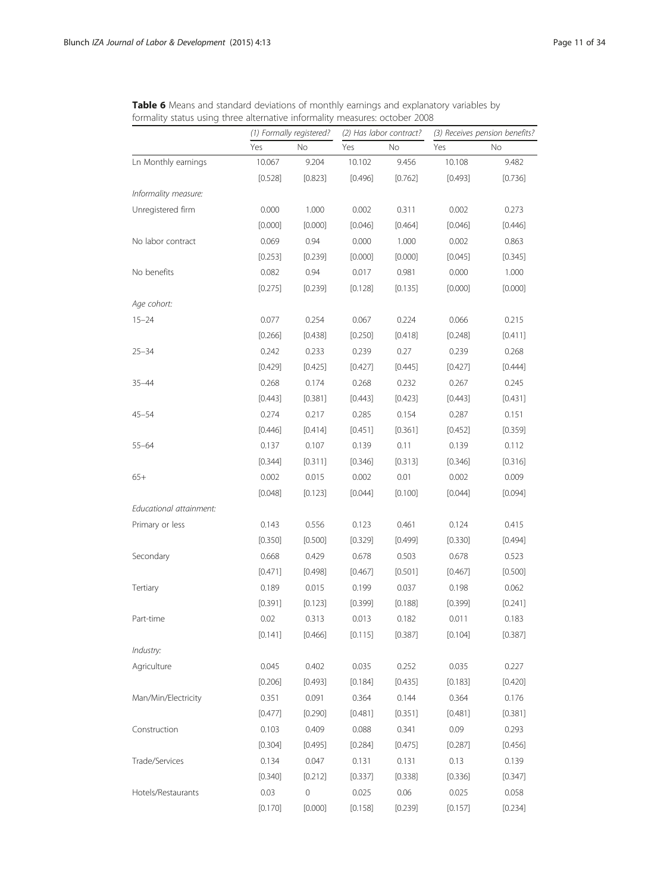**Table 6** Means and standard deviations of monthly earnings and explanatory variables by formality status using three alternative informality measures: october 2008

| | (1) Formally registered? | | (2) Has labor contract? | | (3) Receives pension benefits? | |
|---|---|---|---|---|---|---|
| | Yes | No | Yes | No | Yes | No |
| Ln Monthly earnings | 10.067 | 9.204 | 10.102 | 9.456 | 10.108 | 9.482 |
| | [0.528] | [0.823] | [0.496] | [0.762] | [0.493] | [0.736] |
| *Informality measure:* | | | | | | |
| Unregistered firm | 0.000 | 1.000 | 0.002 | 0.311 | 0.002 | 0.273 |
| | [0.000] | [0.000] | [0.046] | [0.464] | [0.046] | [0.446] |
| No labor contract | 0.069 | 0.94 | 0.000 | 1.000 | 0.002 | 0.863 |
| | [0.253] | [0.239] | [0.000] | [0.000] | [0.045] | [0.345] |
| No benefits | 0.082 | 0.94 | 0.017 | 0.981 | 0.000 | 1.000 |
| | [0.275] | [0.239] | [0.128] | [0.135] | [0.000] | [0.000] |
| *Age cohort:* | | | | | | |
| 15–24 | 0.077 | 0.254 | 0.067 | 0.224 | 0.066 | 0.215 |
| | [0.266] | [0.438] | [0.250] | [0.418] | [0.248] | [0.411] |
| 25–34 | 0.242 | 0.233 | 0.239 | 0.27 | 0.239 | 0.268 |
| | [0.429] | [0.425] | [0.427] | [0.445] | [0.427] | [0.444] |
| 35–44 | 0.268 | 0.174 | 0.268 | 0.232 | 0.267 | 0.245 |
| | [0.443] | [0.381] | [0.443] | [0.423] | [0.443] | [0.431] |
| 45–54 | 0.274 | 0.217 | 0.285 | 0.154 | 0.287 | 0.151 |
| | [0.446] | [0.414] | [0.451] | [0.361] | [0.452] | [0.359] |
| 55–64 | 0.137 | 0.107 | 0.139 | 0.11 | 0.139 | 0.112 |
| | [0.344] | [0.311] | [0.346] | [0.313] | [0.346] | [0.316] |
| 65+ | 0.002 | 0.015 | 0.002 | 0.01 | 0.002 | 0.009 |
| | [0.048] | [0.123] | [0.044] | [0.100] | [0.044] | [0.094] |
| *Educational attainment:* | | | | | | |
| Primary or less | 0.143 | 0.556 | 0.123 | 0.461 | 0.124 | 0.415 |
| | [0.350] | [0.500] | [0.329] | [0.499] | [0.330] | [0.494] |
| Secondary | 0.668 | 0.429 | 0.678 | 0.503 | 0.678 | 0.523 |
| | [0.471] | [0.498] | [0.467] | [0.501] | [0.467] | [0.500] |
| Tertiary | 0.189 | 0.015 | 0.199 | 0.037 | 0.198 | 0.062 |
| | [0.391] | [0.123] | [0.399] | [0.188] | [0.399] | [0.241] |
| Part-time | 0.02 | 0.313 | 0.013 | 0.182 | 0.011 | 0.183 |
| | [0.141] | [0.466] | [0.115] | [0.387] | [0.104] | [0.387] |
| *Industry:* | | | | | | |
| Agriculture | 0.045 | 0.402 | 0.035 | 0.252 | 0.035 | 0.227 |
| | [0.206] | [0.493] | [0.184] | [0.435] | [0.183] | [0.420] |
| Man/Min/Electricity | 0.351 | 0.091 | 0.364 | 0.144 | 0.364 | 0.176 |
| | [0.477] | [0.290] | [0.481] | [0.351] | [0.481] | [0.381] |
| Construction | 0.103 | 0.409 | 0.088 | 0.341 | 0.09 | 0.293 |
| | [0.304] | [0.495] | [0.284] | [0.475] | [0.287] | [0.456] |
| Trade/Services | 0.134 | 0.047 | 0.131 | 0.131 | 0.13 | 0.139 |
| | [0.340] | [0.212] | [0.337] | [0.338] | [0.336] | [0.347] |
| Hotels/Restaurants | 0.03 | 0 | 0.025 | 0.06 | 0.025 | 0.058 |
| | [0.170] | [0.000] | [0.158] | [0.239] | [0.157] | [0.234] |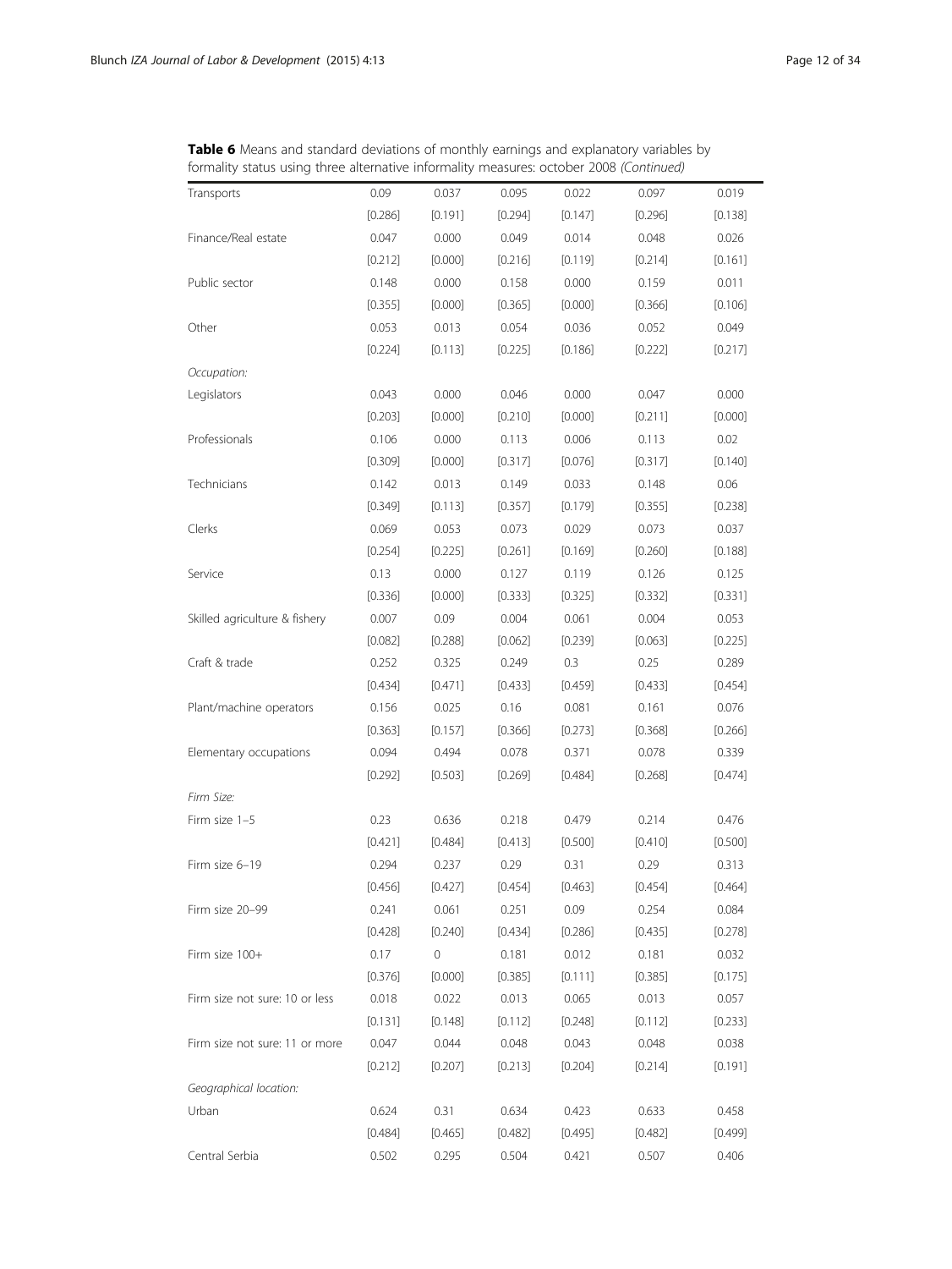**Table 6** Means and standard deviations of monthly earnings and explanatory variables by formality status using three alternative informality measures: october 2008 *(Continued)*

| | | | | | | |
|---|---|---|---|---|---|---|
| Transports | 0.09 | 0.037 | 0.095 | 0.022 | 0.097 | 0.019 |
| | [0.286] | [0.191] | [0.294] | [0.147] | [0.296] | [0.138] |
| Finance/Real estate | 0.047 | 0.000 | 0.049 | 0.014 | 0.048 | 0.026 |
| | [0.212] | [0.000] | [0.216] | [0.119] | [0.214] | [0.161] |
| Public sector | 0.148 | 0.000 | 0.158 | 0.000 | 0.159 | 0.011 |
| | [0.355] | [0.000] | [0.365] | [0.000] | [0.366] | [0.106] |
| Other | 0.053 | 0.013 | 0.054 | 0.036 | 0.052 | 0.049 |
| | [0.224] | [0.113] | [0.225] | [0.186] | [0.222] | [0.217] |
| *Occupation:* | | | | | | |
| Legislators | 0.043 | 0.000 | 0.046 | 0.000 | 0.047 | 0.000 |
| | [0.203] | [0.000] | [0.210] | [0.000] | [0.211] | [0.000] |
| Professionals | 0.106 | 0.000 | 0.113 | 0.006 | 0.113 | 0.02 |
| | [0.309] | [0.000] | [0.317] | [0.076] | [0.317] | [0.140] |
| Technicians | 0.142 | 0.013 | 0.149 | 0.033 | 0.148 | 0.06 |
| | [0.349] | [0.113] | [0.357] | [0.179] | [0.355] | [0.238] |
| Clerks | 0.069 | 0.053 | 0.073 | 0.029 | 0.073 | 0.037 |
| | [0.254] | [0.225] | [0.261] | [0.169] | [0.260] | [0.188] |
| Service | 0.13 | 0.000 | 0.127 | 0.119 | 0.126 | 0.125 |
| | [0.336] | [0.000] | [0.333] | [0.325] | [0.332] | [0.331] |
| Skilled agriculture & fishery | 0.007 | 0.09 | 0.004 | 0.061 | 0.004 | 0.053 |
| | [0.082] | [0.288] | [0.062] | [0.239] | [0.063] | [0.225] |
| Craft & trade | 0.252 | 0.325 | 0.249 | 0.3 | 0.25 | 0.289 |
| | [0.434] | [0.471] | [0.433] | [0.459] | [0.433] | [0.454] |
| Plant/machine operators | 0.156 | 0.025 | 0.16 | 0.081 | 0.161 | 0.076 |
| | [0.363] | [0.157] | [0.366] | [0.273] | [0.368] | [0.266] |
| Elementary occupations | 0.094 | 0.494 | 0.078 | 0.371 | 0.078 | 0.339 |
| | [0.292] | [0.503] | [0.269] | [0.484] | [0.268] | [0.474] |
| *Firm Size:* | | | | | | |
| Firm size 1–5 | 0.23 | 0.636 | 0.218 | 0.479 | 0.214 | 0.476 |
| | [0.421] | [0.484] | [0.413] | [0.500] | [0.410] | [0.500] |
| Firm size 6–19 | 0.294 | 0.237 | 0.29 | 0.31 | 0.29 | 0.313 |
| | [0.456] | [0.427] | [0.454] | [0.463] | [0.454] | [0.464] |
| Firm size 20–99 | 0.241 | 0.061 | 0.251 | 0.09 | 0.254 | 0.084 |
| | [0.428] | [0.240] | [0.434] | [0.286] | [0.435] | [0.278] |
| Firm size 100+ | 0.17 | 0 | 0.181 | 0.012 | 0.181 | 0.032 |
| | [0.376] | [0.000] | [0.385] | [0.111] | [0.385] | [0.175] |
| Firm size not sure: 10 or less | 0.018 | 0.022 | 0.013 | 0.065 | 0.013 | 0.057 |
| | [0.131] | [0.148] | [0.112] | [0.248] | [0.112] | [0.233] |
| Firm size not sure: 11 or more | 0.047 | 0.044 | 0.048 | 0.043 | 0.048 | 0.038 |
| | [0.212] | [0.207] | [0.213] | [0.204] | [0.214] | [0.191] |
| *Geographical location:* | | | | | | |
| Urban | 0.624 | 0.31 | 0.634 | 0.423 | 0.633 | 0.458 |
| | [0.484] | [0.465] | [0.482] | [0.495] | [0.482] | [0.499] |
| Central Serbia | 0.502 | 0.295 | 0.504 | 0.421 | 0.507 | 0.406 |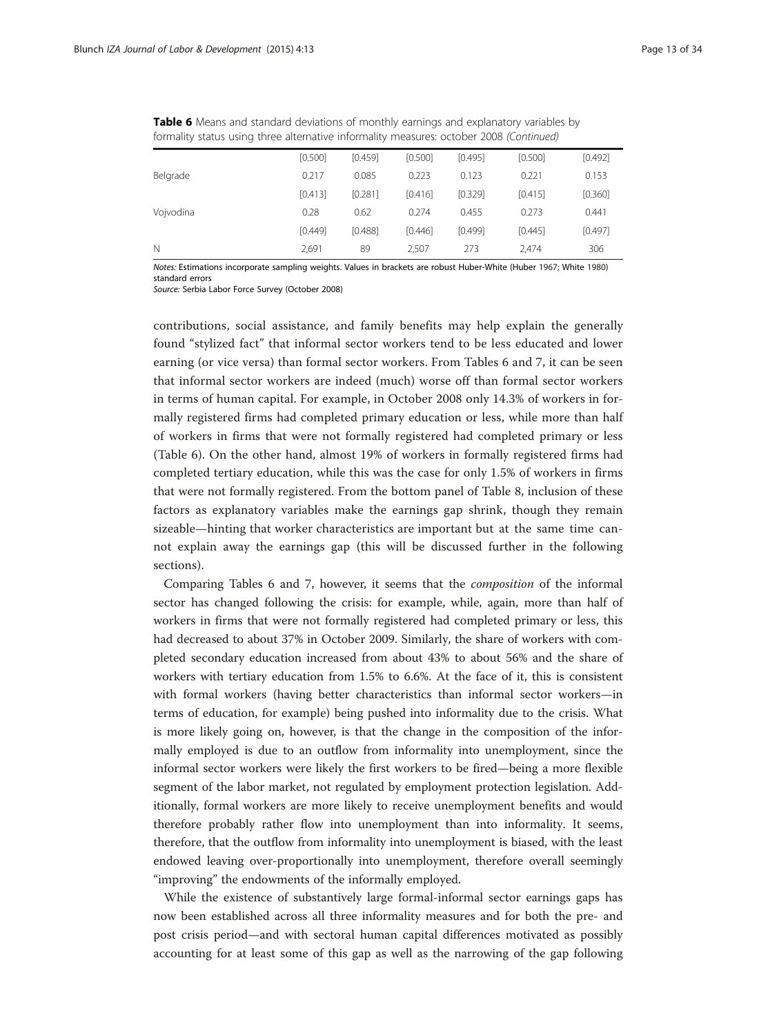**Table 6** Means and standard deviations of monthly earnings and explanatory variables by formality status using three alternative informality measures: october 2008 *(Continued)*

| | | | | | | |
|---|---|---|---|---|---|---|
| | [0.500] | [0.459] | [0.500] | [0.495] | [0.500] | [0.492] |
| Belgrade | 0.217 | 0.085 | 0.223 | 0.123 | 0.221 | 0.153 |
| | [0.413] | [0.281] | [0.416] | [0.329] | [0.415] | [0.360] |
| Vojvodina | 0.28 | 0.62 | 0.274 | 0.455 | 0.273 | 0.441 |
| | [0.449] | [0.488] | [0.446] | [0.499] | [0.445] | [0.497] |
| N | 2,691 | 89 | 2,507 | 273 | 2,474 | 306 |

*Notes:* Estimations incorporate sampling weights. Values in brackets are robust Huber-White (Huber 1967; White 1980) standard errors
*Source:* Serbia Labor Force Survey (October 2008)

contributions, social assistance, and family benefits may help explain the generally found "stylized fact" that informal sector workers tend to be less educated and lower earning (or vice versa) than formal sector workers. From Tables 6 and 7, it can be seen that informal sector workers are indeed (much) worse off than formal sector workers in terms of human capital. For example, in October 2008 only 14.3% of workers in formally registered firms had completed primary education or less, while more than half of workers in firms that were not formally registered had completed primary or less (Table 6). On the other hand, almost 19% of workers in formally registered firms had completed tertiary education, while this was the case for only 1.5% of workers in firms that were not formally registered. From the bottom panel of Table 8, inclusion of these factors as explanatory variables make the earnings gap shrink, though they remain sizeable—hinting that worker characteristics are important but at the same time cannot explain away the earnings gap (this will be discussed further in the following sections).

Comparing Tables 6 and 7, however, it seems that the *composition* of the informal sector has changed following the crisis: for example, while, again, more than half of workers in firms that were not formally registered had completed primary or less, this had decreased to about 37% in October 2009. Similarly, the share of workers with completed secondary education increased from about 43% to about 56% and the share of workers with tertiary education from 1.5% to 6.6%. At the face of it, this is consistent with formal workers (having better characteristics than informal sector workers—in terms of education, for example) being pushed into informality due to the crisis. What is more likely going on, however, is that the change in the composition of the informally employed is due to an outflow from informality into unemployment, since the informal sector workers were likely the first workers to be fired—being a more flexible segment of the labor market, not regulated by employment protection legislation. Additionally, formal workers are more likely to receive unemployment benefits and would therefore probably rather flow into unemployment than into informality. It seems, therefore, that the outflow from informality into unemployment is biased, with the least endowed leaving over-proportionally into unemployment, therefore overall seemingly "improving" the endowments of the informally employed.

While the existence of substantively large formal-informal sector earnings gaps has now been established across all three informality measures and for both the pre- and post crisis period—and with sectoral human capital differences motivated as possibly accounting for at least some of this gap as well as the narrowing of the gap following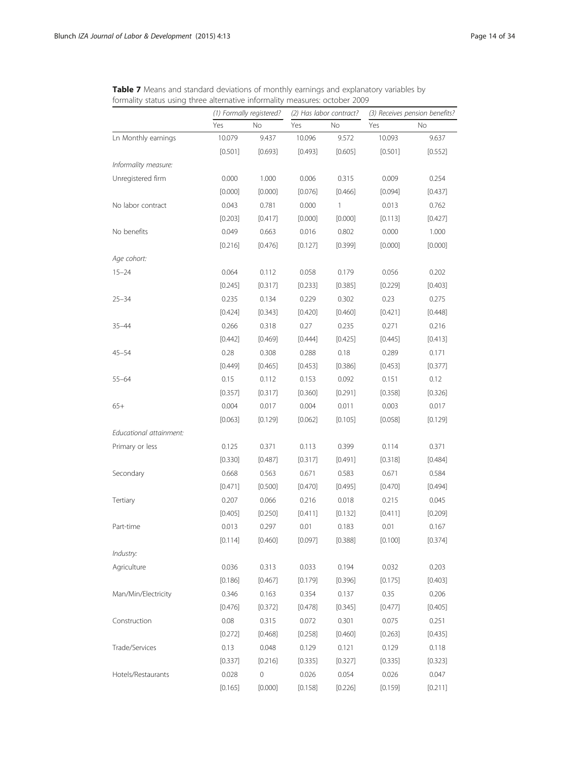**Table 7** Means and standard deviations of monthly earnings and explanatory variables by formality status using three alternative informality measures: october 2009

| | *(1) Formally registered?* | | *(2) Has labor contract?* | | *(3) Receives pension benefits?* | |
|---|---|---|---|---|---|---|
| | Yes | No | Yes | No | Yes | No |
| Ln Monthly earnings | 10.079 | 9.437 | 10.096 | 9.572 | 10.093 | 9.637 |
| | [0.501] | [0.693] | [0.493] | [0.605] | [0.501] | [0.552] |
| *Informality measure:* | | | | | | |
| Unregistered firm | 0.000 | 1.000 | 0.006 | 0.315 | 0.009 | 0.254 |
| | [0.000] | [0.000] | [0.076] | [0.466] | [0.094] | [0.437] |
| No labor contract | 0.043 | 0.781 | 0.000 | 1 | 0.013 | 0.762 |
| | [0.203] | [0.417] | [0.000] | [0.000] | [0.113] | [0.427] |
| No benefits | 0.049 | 0.663 | 0.016 | 0.802 | 0.000 | 1.000 |
| | [0.216] | [0.476] | [0.127] | [0.399] | [0.000] | [0.000] |
| *Age cohort:* | | | | | | |
| 15–24 | 0.064 | 0.112 | 0.058 | 0.179 | 0.056 | 0.202 |
| | [0.245] | [0.317] | [0.233] | [0.385] | [0.229] | [0.403] |
| 25–34 | 0.235 | 0.134 | 0.229 | 0.302 | 0.23 | 0.275 |
| | [0.424] | [0.343] | [0.420] | [0.460] | [0.421] | [0.448] |
| 35–44 | 0.266 | 0.318 | 0.27 | 0.235 | 0.271 | 0.216 |
| | [0.442] | [0.469] | [0.444] | [0.425] | [0.445] | [0.413] |
| 45–54 | 0.28 | 0.308 | 0.288 | 0.18 | 0.289 | 0.171 |
| | [0.449] | [0.465] | [0.453] | [0.386] | [0.453] | [0.377] |
| 55–64 | 0.15 | 0.112 | 0.153 | 0.092 | 0.151 | 0.12 |
| | [0.357] | [0.317] | [0.360] | [0.291] | [0.358] | [0.326] |
| 65+ | 0.004 | 0.017 | 0.004 | 0.011 | 0.003 | 0.017 |
| | [0.063] | [0.129] | [0.062] | [0.105] | [0.058] | [0.129] |
| *Educational attainment:* | | | | | | |
| Primary or less | 0.125 | 0.371 | 0.113 | 0.399 | 0.114 | 0.371 |
| | [0.330] | [0.487] | [0.317] | [0.491] | [0.318] | [0.484] |
| Secondary | 0.668 | 0.563 | 0.671 | 0.583 | 0.671 | 0.584 |
| | [0.471] | [0.500] | [0.470] | [0.495] | [0.470] | [0.494] |
| Tertiary | 0.207 | 0.066 | 0.216 | 0.018 | 0.215 | 0.045 |
| | [0.405] | [0.250] | [0.411] | [0.132] | [0.411] | [0.209] |
| Part-time | 0.013 | 0.297 | 0.01 | 0.183 | 0.01 | 0.167 |
| | [0.114] | [0.460] | [0.097] | [0.388] | [0.100] | [0.374] |
| *Industry:* | | | | | | |
| Agriculture | 0.036 | 0.313 | 0.033 | 0.194 | 0.032 | 0.203 |
| | [0.186] | [0.467] | [0.179] | [0.396] | [0.175] | [0.403] |
| Man/Min/Electricity | 0.346 | 0.163 | 0.354 | 0.137 | 0.35 | 0.206 |
| | [0.476] | [0.372] | [0.478] | [0.345] | [0.477] | [0.405] |
| Construction | 0.08 | 0.315 | 0.072 | 0.301 | 0.075 | 0.251 |
| | [0.272] | [0.468] | [0.258] | [0.460] | [0.263] | [0.435] |
| Trade/Services | 0.13 | 0.048 | 0.129 | 0.121 | 0.129 | 0.118 |
| | [0.337] | [0.216] | [0.335] | [0.327] | [0.335] | [0.323] |
| Hotels/Restaurants | 0.028 | 0 | 0.026 | 0.054 | 0.026 | 0.047 |
| | [0.165] | [0.000] | [0.158] | [0.226] | [0.159] | [0.211] |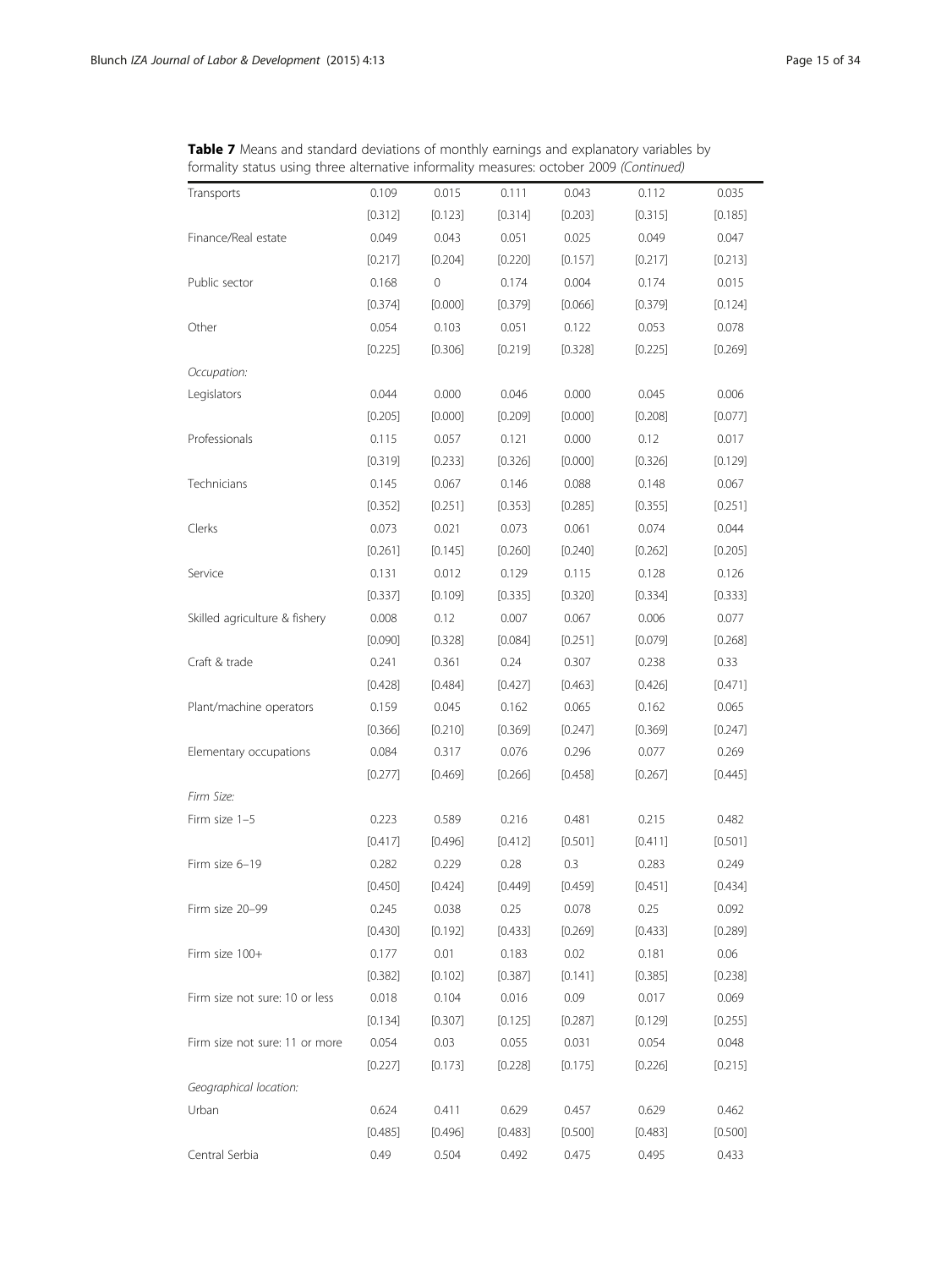**Table 7** Means and standard deviations of monthly earnings and explanatory variables by formality status using three alternative informality measures: october 2009 *(Continued)*

| | | | | | | |
|---|---|---|---|---|---|---|
| Transports | 0.109 | 0.015 | 0.111 | 0.043 | 0.112 | 0.035 |
| | [0.312] | [0.123] | [0.314] | [0.203] | [0.315] | [0.185] |
| Finance/Real estate | 0.049 | 0.043 | 0.051 | 0.025 | 0.049 | 0.047 |
| | [0.217] | [0.204] | [0.220] | [0.157] | [0.217] | [0.213] |
| Public sector | 0.168 | 0 | 0.174 | 0.004 | 0.174 | 0.015 |
| | [0.374] | [0.000] | [0.379] | [0.066] | [0.379] | [0.124] |
| Other | 0.054 | 0.103 | 0.051 | 0.122 | 0.053 | 0.078 |
| | [0.225] | [0.306] | [0.219] | [0.328] | [0.225] | [0.269] |
| *Occupation:* | | | | | | |
| Legislators | 0.044 | 0.000 | 0.046 | 0.000 | 0.045 | 0.006 |
| | [0.205] | [0.000] | [0.209] | [0.000] | [0.208] | [0.077] |
| Professionals | 0.115 | 0.057 | 0.121 | 0.000 | 0.12 | 0.017 |
| | [0.319] | [0.233] | [0.326] | [0.000] | [0.326] | [0.129] |
| Technicians | 0.145 | 0.067 | 0.146 | 0.088 | 0.148 | 0.067 |
| | [0.352] | [0.251] | [0.353] | [0.285] | [0.355] | [0.251] |
| Clerks | 0.073 | 0.021 | 0.073 | 0.061 | 0.074 | 0.044 |
| | [0.261] | [0.145] | [0.260] | [0.240] | [0.262] | [0.205] |
| Service | 0.131 | 0.012 | 0.129 | 0.115 | 0.128 | 0.126 |
| | [0.337] | [0.109] | [0.335] | [0.320] | [0.334] | [0.333] |
| Skilled agriculture & fishery | 0.008 | 0.12 | 0.007 | 0.067 | 0.006 | 0.077 |
| | [0.090] | [0.328] | [0.084] | [0.251] | [0.079] | [0.268] |
| Craft & trade | 0.241 | 0.361 | 0.24 | 0.307 | 0.238 | 0.33 |
| | [0.428] | [0.484] | [0.427] | [0.463] | [0.426] | [0.471] |
| Plant/machine operators | 0.159 | 0.045 | 0.162 | 0.065 | 0.162 | 0.065 |
| | [0.366] | [0.210] | [0.369] | [0.247] | [0.369] | [0.247] |
| Elementary occupations | 0.084 | 0.317 | 0.076 | 0.296 | 0.077 | 0.269 |
| | [0.277] | [0.469] | [0.266] | [0.458] | [0.267] | [0.445] |
| *Firm Size:* | | | | | | |
| Firm size 1–5 | 0.223 | 0.589 | 0.216 | 0.481 | 0.215 | 0.482 |
| | [0.417] | [0.496] | [0.412] | [0.501] | [0.411] | [0.501] |
| Firm size 6–19 | 0.282 | 0.229 | 0.28 | 0.3 | 0.283 | 0.249 |
| | [0.450] | [0.424] | [0.449] | [0.459] | [0.451] | [0.434] |
| Firm size 20–99 | 0.245 | 0.038 | 0.25 | 0.078 | 0.25 | 0.092 |
| | [0.430] | [0.192] | [0.433] | [0.269] | [0.433] | [0.289] |
| Firm size 100+ | 0.177 | 0.01 | 0.183 | 0.02 | 0.181 | 0.06 |
| | [0.382] | [0.102] | [0.387] | [0.141] | [0.385] | [0.238] |
| Firm size not sure: 10 or less | 0.018 | 0.104 | 0.016 | 0.09 | 0.017 | 0.069 |
| | [0.134] | [0.307] | [0.125] | [0.287] | [0.129] | [0.255] |
| Firm size not sure: 11 or more | 0.054 | 0.03 | 0.055 | 0.031 | 0.054 | 0.048 |
| | [0.227] | [0.173] | [0.228] | [0.175] | [0.226] | [0.215] |
| *Geographical location:* | | | | | | |
| Urban | 0.624 | 0.411 | 0.629 | 0.457 | 0.629 | 0.462 |
| | [0.485] | [0.496] | [0.483] | [0.500] | [0.483] | [0.500] |
| Central Serbia | 0.49 | 0.504 | 0.492 | 0.475 | 0.495 | 0.433 |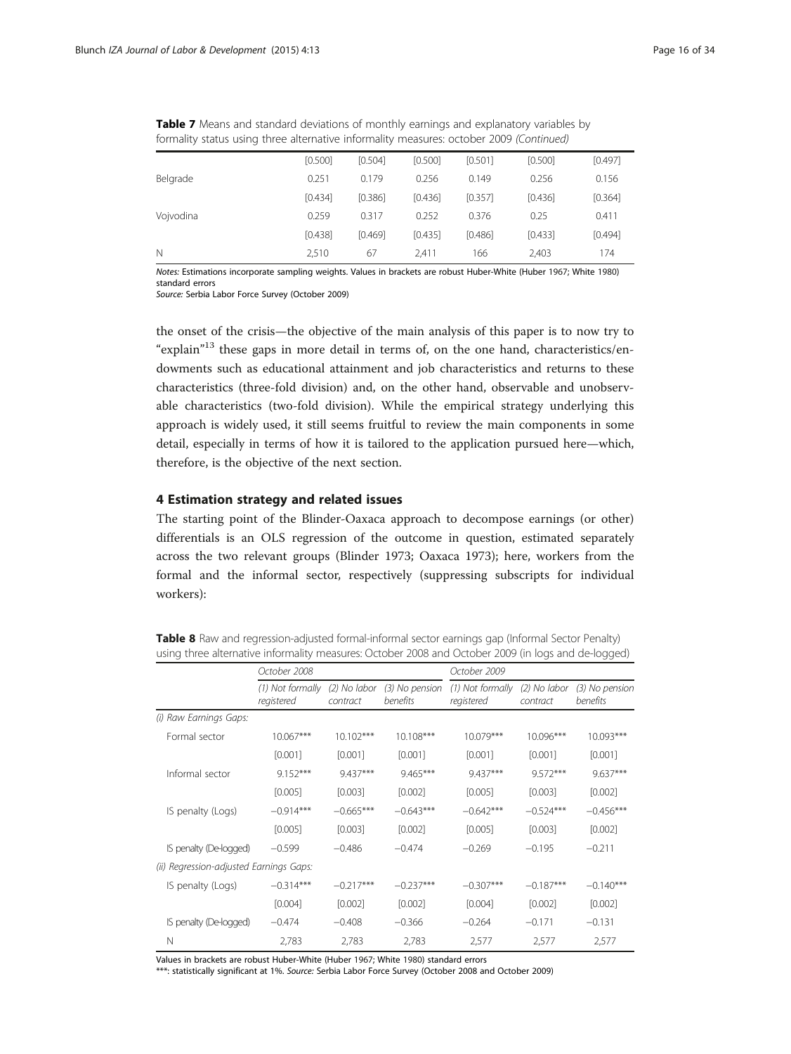**Table 7** Means and standard deviations of monthly earnings and explanatory variables by formality status using three alternative informality measures: october 2009 *(Continued)*

| | | | | | | |
|---|---|---|---|---|---|---|
| | [0.500] | [0.504] | [0.500] | [0.501] | [0.500] | [0.497] |
| Belgrade | 0.251 | 0.179 | 0.256 | 0.149 | 0.256 | 0.156 |
| | [0.434] | [0.386] | [0.436] | [0.357] | [0.436] | [0.364] |
| Vojvodina | 0.259 | 0.317 | 0.252 | 0.376 | 0.25 | 0.411 |
| | [0.438] | [0.469] | [0.435] | [0.486] | [0.433] | [0.494] |
| N | 2,510 | 67 | 2,411 | 166 | 2,403 | 174 |

*Notes:* Estimations incorporate sampling weights. Values in brackets are robust Huber-White (Huber 1967; White 1980) standard errors
*Source:* Serbia Labor Force Survey (October 2009)

the onset of the crisis—the objective of the main analysis of this paper is to now try to "explain"[13] these gaps in more detail in terms of, on the one hand, characteristics/endowments such as educational attainment and job characteristics and returns to these characteristics (three-fold division) and, on the other hand, observable and unobservable characteristics (two-fold division). While the empirical strategy underlying this approach is widely used, it still seems fruitful to review the main components in some detail, especially in terms of how it is tailored to the application pursued here—which, therefore, is the objective of the next section.

## 4 Estimation strategy and related issues

The starting point of the Blinder-Oaxaca approach to decompose earnings (or other) differentials is an OLS regression of the outcome in question, estimated separately across the two relevant groups (Blinder 1973; Oaxaca 1973); here, workers from the formal and the informal sector, respectively (suppressing subscripts for individual workers):

**Table 8** Raw and regression-adjusted formal-informal sector earnings gap (Informal Sector Penalty) using three alternative informality measures: October 2008 and October 2009 (in logs and de-logged)

| | October 2008 | | | October 2009 | | |
|---|---|---|---|---|---|---|
| | (1) Not formally registered | (2) No labor contract | (3) No pension benefits | (1) Not formally registered | (2) No labor contract | (3) No pension benefits |
| *(i) Raw Earnings Gaps:* | | | | | | |
| Formal sector | 10.067*** | 10.102*** | 10.108*** | 10.079*** | 10.096*** | 10.093*** |
| | [0.001] | [0.001] | [0.001] | [0.001] | [0.001] | [0.001] |
| Informal sector | 9.152*** | 9.437*** | 9.465*** | 9.437*** | 9.572*** | 9.637*** |
| | [0.005] | [0.003] | [0.002] | [0.005] | [0.003] | [0.002] |
| IS penalty (Logs) | −0.914*** | −0.665*** | −0.643*** | −0.642*** | −0.524*** | −0.456*** |
| | [0.005] | [0.003] | [0.002] | [0.005] | [0.003] | [0.002] |
| IS penalty (De-logged) | −0.599 | −0.486 | −0.474 | −0.269 | −0.195 | −0.211 |
| *(ii) Regression-adjusted Earnings Gaps:* | | | | | | |
| IS penalty (Logs) | −0.314*** | −0.217*** | −0.237*** | −0.307*** | −0.187*** | −0.140*** |
| | [0.004] | [0.002] | [0.002] | [0.004] | [0.002] | [0.002] |
| IS penalty (De-logged) | −0.474 | −0.408 | −0.366 | −0.264 | −0.171 | −0.131 |
| N | 2,783 | 2,783 | 2,783 | 2,577 | 2,577 | 2,577 |

Values in brackets are robust Huber-White (Huber 1967; White 1980) standard errors
***: statistically significant at 1%. *Source:* Serbia Labor Force Survey (October 2008 and October 2009)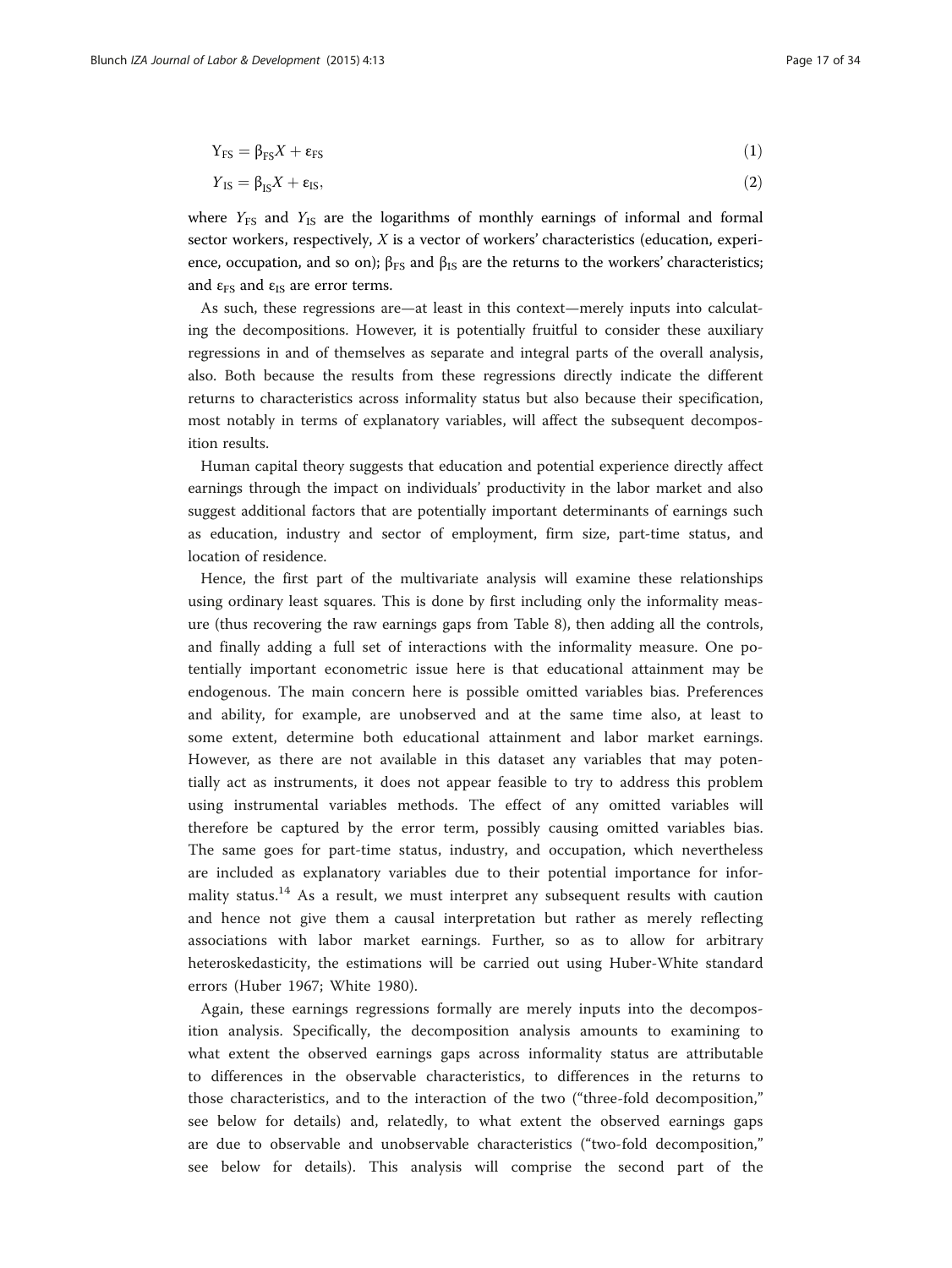$$Y_{FS} = \beta_{FS}X + \varepsilon_{FS} \tag{1}$$

$$Y_{IS} = \beta_{IS}X + \varepsilon_{IS}, \tag{2}$$

where $Y_{FS}$ and $Y_{IS}$ are the logarithms of monthly earnings of informal and formal sector workers, respectively, $X$ is a vector of workers' characteristics (education, experience, occupation, and so on); $\beta_{FS}$ and $\beta_{IS}$ are the returns to the workers' characteristics; and $\varepsilon_{FS}$ and $\varepsilon_{IS}$ are error terms.

As such, these regressions are—at least in this context—merely inputs into calculating the decompositions. However, it is potentially fruitful to consider these auxiliary regressions in and of themselves as separate and integral parts of the overall analysis, also. Both because the results from these regressions directly indicate the different returns to characteristics across informality status but also because their specification, most notably in terms of explanatory variables, will affect the subsequent decomposition results.

Human capital theory suggests that education and potential experience directly affect earnings through the impact on individuals' productivity in the labor market and also suggest additional factors that are potentially important determinants of earnings such as education, industry and sector of employment, firm size, part-time status, and location of residence.

Hence, the first part of the multivariate analysis will examine these relationships using ordinary least squares. This is done by first including only the informality measure (thus recovering the raw earnings gaps from Table 8), then adding all the controls, and finally adding a full set of interactions with the informality measure. One potentially important econometric issue here is that educational attainment may be endogenous. The main concern here is possible omitted variables bias. Preferences and ability, for example, are unobserved and at the same time also, at least to some extent, determine both educational attainment and labor market earnings. However, as there are not available in this dataset any variables that may potentially act as instruments, it does not appear feasible to try to address this problem using instrumental variables methods. The effect of any omitted variables will therefore be captured by the error term, possibly causing omitted variables bias. The same goes for part-time status, industry, and occupation, which nevertheless are included as explanatory variables due to their potential importance for informality status.[14] As a result, we must interpret any subsequent results with caution and hence not give them a causal interpretation but rather as merely reflecting associations with labor market earnings. Further, so as to allow for arbitrary heteroskedasticity, the estimations will be carried out using Huber-White standard errors (Huber 1967; White 1980).

Again, these earnings regressions formally are merely inputs into the decomposition analysis. Specifically, the decomposition analysis amounts to examining to what extent the observed earnings gaps across informality status are attributable to differences in the observable characteristics, to differences in the returns to those characteristics, and to the interaction of the two ("three-fold decomposition," see below for details) and, relatedly, to what extent the observed earnings gaps are due to observable and unobservable characteristics ("two-fold decomposition," see below for details). This analysis will comprise the second part of the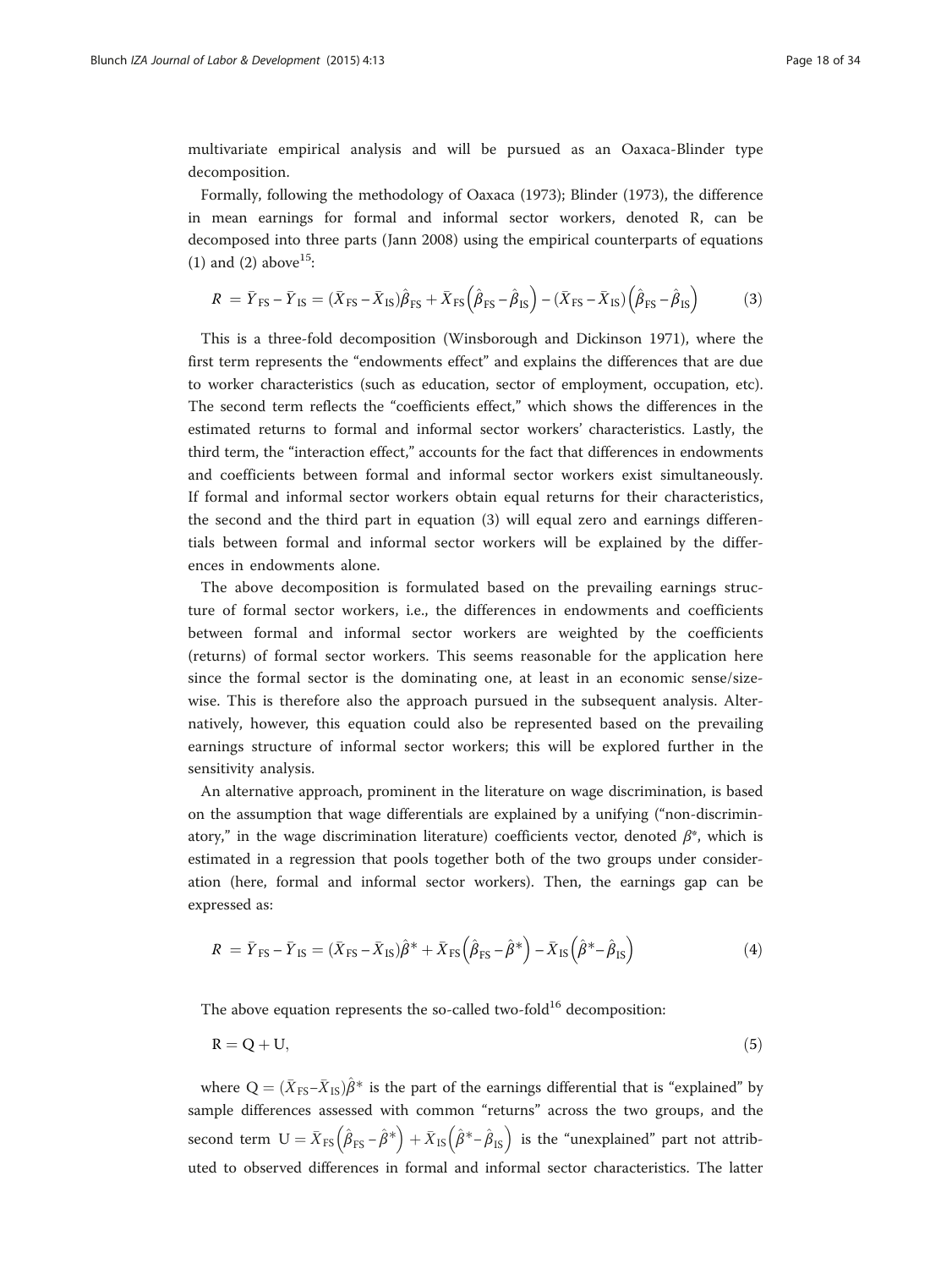multivariate empirical analysis and will be pursued as an Oaxaca-Blinder type decomposition.

Formally, following the methodology of Oaxaca (1973); Blinder (1973), the difference in mean earnings for formal and informal sector workers, denoted R, can be decomposed into three parts (Jann 2008) using the empirical counterparts of equations (1) and (2) above[15]:

$$R = \bar{Y}_{FS} - \bar{Y}_{IS} = (\bar{X}_{FS} - \bar{X}_{IS})\hat{\beta}_{FS} + \bar{X}_{FS}\left(\hat{\beta}_{FS} - \hat{\beta}_{IS}\right) - (\bar{X}_{FS} - \bar{X}_{IS})\left(\hat{\beta}_{FS} - \hat{\beta}_{IS}\right) \tag{3}$$

This is a three-fold decomposition (Winsborough and Dickinson 1971), where the first term represents the "endowments effect" and explains the differences that are due to worker characteristics (such as education, sector of employment, occupation, etc). The second term reflects the "coefficients effect," which shows the differences in the estimated returns to formal and informal sector workers' characteristics. Lastly, the third term, the "interaction effect," accounts for the fact that differences in endowments and coefficients between formal and informal sector workers exist simultaneously. If formal and informal sector workers obtain equal returns for their characteristics, the second and the third part in equation (3) will equal zero and earnings differentials between formal and informal sector workers will be explained by the differences in endowments alone.

The above decomposition is formulated based on the prevailing earnings structure of formal sector workers, i.e., the differences in endowments and coefficients between formal and informal sector workers are weighted by the coefficients (returns) of formal sector workers. This seems reasonable for the application here since the formal sector is the dominating one, at least in an economic sense/size-wise. This is therefore also the approach pursued in the subsequent analysis. Alternatively, however, this equation could also be represented based on the prevailing earnings structure of informal sector workers; this will be explored further in the sensitivity analysis.

An alternative approach, prominent in the literature on wage discrimination, is based on the assumption that wage differentials are explained by a unifying ("non-discriminatory," in the wage discrimination literature) coefficients vector, denoted $\beta^*$, which is estimated in a regression that pools together both of the two groups under consideration (here, formal and informal sector workers). Then, the earnings gap can be expressed as:

$$R = \bar{Y}_{FS} - \bar{Y}_{IS} = (\bar{X}_{FS} - \bar{X}_{IS})\hat{\beta}^* + \bar{X}_{FS}\left(\hat{\beta}_{FS} - \hat{\beta}^*\right) - \bar{X}_{IS}\left(\hat{\beta}^* - \hat{\beta}_{IS}\right) \tag{4}$$

The above equation represents the so-called two-fold[16] decomposition:

$$\mathrm{R} = \mathrm{Q} + \mathrm{U}, \tag{5}$$

where $\mathrm{Q} = (\bar{X}_{FS} - \bar{X}_{IS})\hat{\beta}^*$ is the part of the earnings differential that is "explained" by sample differences assessed with common "returns" across the two groups, and the second term $\mathrm{U} = \bar{X}_{FS}\left(\hat{\beta}_{FS} - \hat{\beta}^*\right) + \bar{X}_{IS}\left(\hat{\beta}^* - \hat{\beta}_{IS}\right)$ is the "unexplained" part not attributed to observed differences in formal and informal sector characteristics. The latter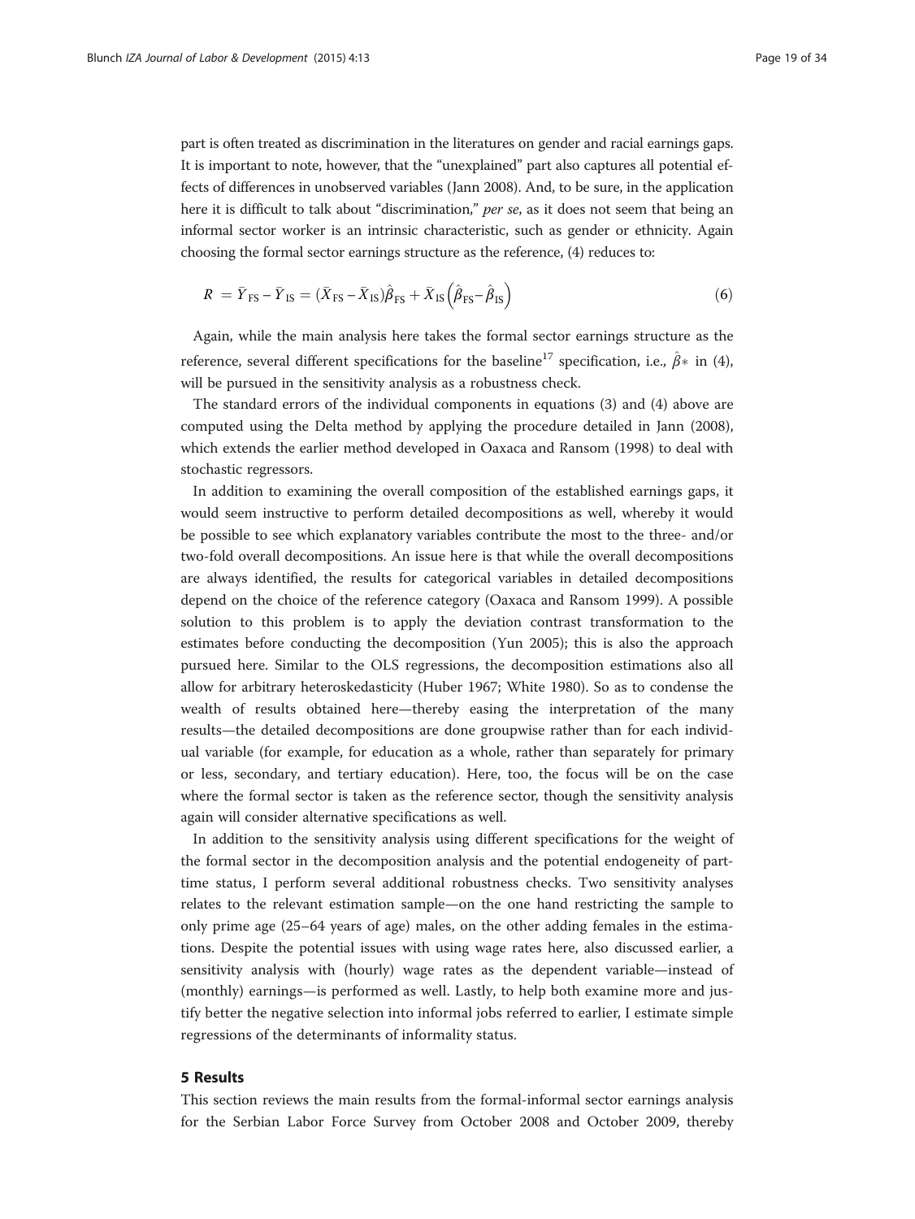part is often treated as discrimination in the literatures on gender and racial earnings gaps. It is important to note, however, that the "unexplained" part also captures all potential effects of differences in unobserved variables (Jann 2008). And, to be sure, in the application here it is difficult to talk about "discrimination," *per se*, as it does not seem that being an informal sector worker is an intrinsic characteristic, such as gender or ethnicity. Again choosing the formal sector earnings structure as the reference, (4) reduces to:

$$R = \bar{Y}_{\text{FS}} - \bar{Y}_{\text{IS}} = (\bar{X}_{\text{FS}} - \bar{X}_{\text{IS}})\hat{\beta}_{\text{FS}} + \bar{X}_{\text{IS}}\left(\hat{\beta}_{\text{FS}} - \hat{\beta}_{\text{IS}}\right) \tag{6}$$

Again, while the main analysis here takes the formal sector earnings structure as the reference, several different specifications for the baseline[17] specification, i.e., $\hat{\beta}*$ in (4), will be pursued in the sensitivity analysis as a robustness check.

The standard errors of the individual components in equations (3) and (4) above are computed using the Delta method by applying the procedure detailed in Jann (2008), which extends the earlier method developed in Oaxaca and Ransom (1998) to deal with stochastic regressors.

In addition to examining the overall composition of the established earnings gaps, it would seem instructive to perform detailed decompositions as well, whereby it would be possible to see which explanatory variables contribute the most to the three- and/or two-fold overall decompositions. An issue here is that while the overall decompositions are always identified, the results for categorical variables in detailed decompositions depend on the choice of the reference category (Oaxaca and Ransom 1999). A possible solution to this problem is to apply the deviation contrast transformation to the estimates before conducting the decomposition (Yun 2005); this is also the approach pursued here. Similar to the OLS regressions, the decomposition estimations also all allow for arbitrary heteroskedasticity (Huber 1967; White 1980). So as to condense the wealth of results obtained here—thereby easing the interpretation of the many results—the detailed decompositions are done groupwise rather than for each individual variable (for example, for education as a whole, rather than separately for primary or less, secondary, and tertiary education). Here, too, the focus will be on the case where the formal sector is taken as the reference sector, though the sensitivity analysis again will consider alternative specifications as well.

In addition to the sensitivity analysis using different specifications for the weight of the formal sector in the decomposition analysis and the potential endogeneity of part-time status, I perform several additional robustness checks. Two sensitivity analyses relates to the relevant estimation sample—on the one hand restricting the sample to only prime age (25–64 years of age) males, on the other adding females in the estimations. Despite the potential issues with using wage rates here, also discussed earlier, a sensitivity analysis with (hourly) wage rates as the dependent variable—instead of (monthly) earnings—is performed as well. Lastly, to help both examine more and justify better the negative selection into informal jobs referred to earlier, I estimate simple regressions of the determinants of informality status.

## 5 Results

This section reviews the main results from the formal-informal sector earnings analysis for the Serbian Labor Force Survey from October 2008 and October 2009, thereby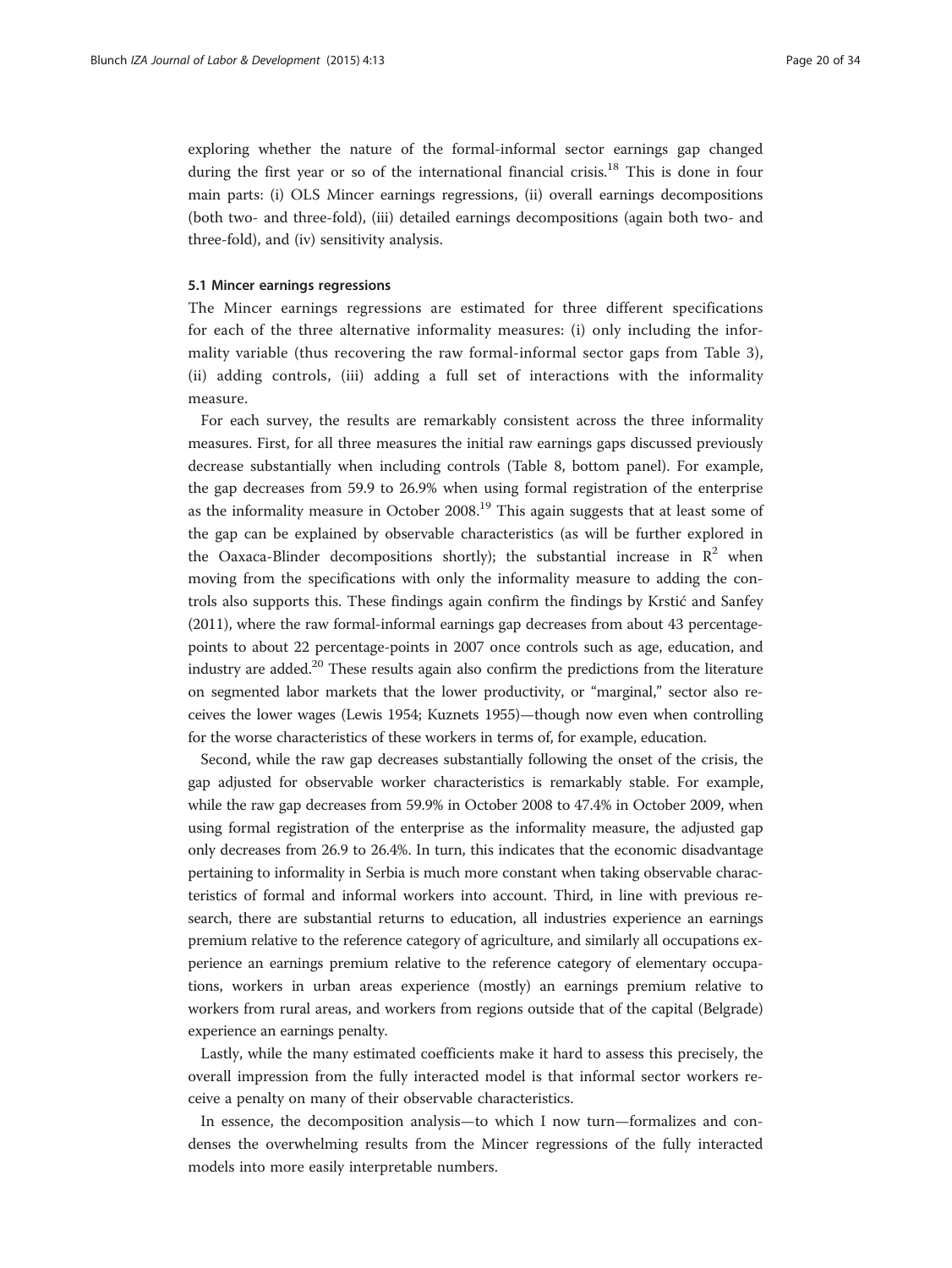exploring whether the nature of the formal-informal sector earnings gap changed during the first year or so of the international financial crisis.[18] This is done in four main parts: (i) OLS Mincer earnings regressions, (ii) overall earnings decompositions (both two- and three-fold), (iii) detailed earnings decompositions (again both two- and three-fold), and (iv) sensitivity analysis.

### 5.1 Mincer earnings regressions

The Mincer earnings regressions are estimated for three different specifications for each of the three alternative informality measures: (i) only including the informality variable (thus recovering the raw formal-informal sector gaps from Table 3), (ii) adding controls, (iii) adding a full set of interactions with the informality measure.

For each survey, the results are remarkably consistent across the three informality measures. First, for all three measures the initial raw earnings gaps discussed previously decrease substantially when including controls (Table 8, bottom panel). For example, the gap decreases from 59.9 to 26.9% when using formal registration of the enterprise as the informality measure in October 2008.[19] This again suggests that at least some of the gap can be explained by observable characteristics (as will be further explored in the Oaxaca-Blinder decompositions shortly); the substantial increase in $R^2$ when moving from the specifications with only the informality measure to adding the controls also supports this. These findings again confirm the findings by Krstić and Sanfey (2011), where the raw formal-informal earnings gap decreases from about 43 percentage-points to about 22 percentage-points in 2007 once controls such as age, education, and industry are added.[20] These results again also confirm the predictions from the literature on segmented labor markets that the lower productivity, or "marginal," sector also receives the lower wages (Lewis 1954; Kuznets 1955)—though now even when controlling for the worse characteristics of these workers in terms of, for example, education.

Second, while the raw gap decreases substantially following the onset of the crisis, the gap adjusted for observable worker characteristics is remarkably stable. For example, while the raw gap decreases from 59.9% in October 2008 to 47.4% in October 2009, when using formal registration of the enterprise as the informality measure, the adjusted gap only decreases from 26.9 to 26.4%. In turn, this indicates that the economic disadvantage pertaining to informality in Serbia is much more constant when taking observable characteristics of formal and informal workers into account. Third, in line with previous research, there are substantial returns to education, all industries experience an earnings premium relative to the reference category of agriculture, and similarly all occupations experience an earnings premium relative to the reference category of elementary occupations, workers in urban areas experience (mostly) an earnings premium relative to workers from rural areas, and workers from regions outside that of the capital (Belgrade) experience an earnings penalty.

Lastly, while the many estimated coefficients make it hard to assess this precisely, the overall impression from the fully interacted model is that informal sector workers receive a penalty on many of their observable characteristics.

In essence, the decomposition analysis—to which I now turn—formalizes and condenses the overwhelming results from the Mincer regressions of the fully interacted models into more easily interpretable numbers.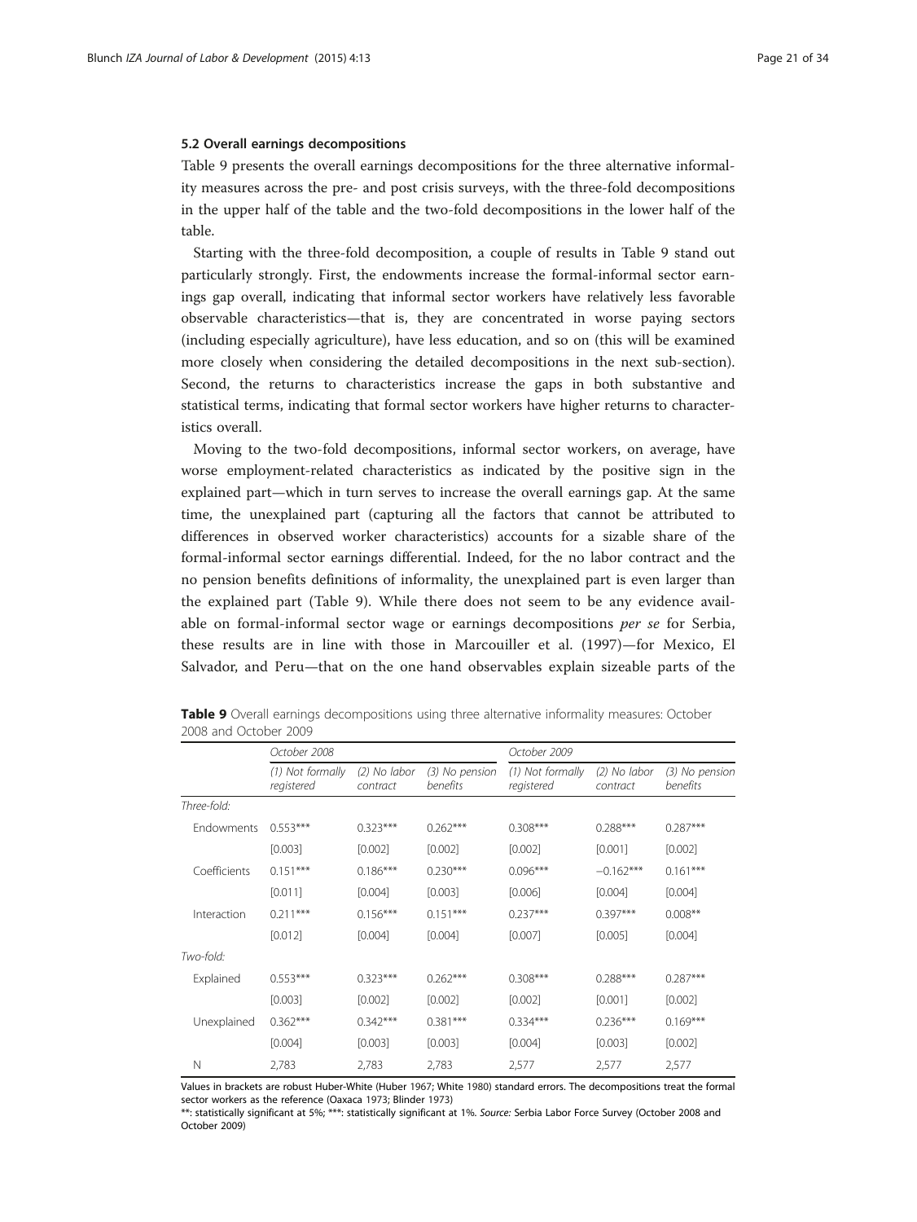### 5.2 Overall earnings decompositions

Table 9 presents the overall earnings decompositions for the three alternative informality measures across the pre- and post crisis surveys, with the three-fold decompositions in the upper half of the table and the two-fold decompositions in the lower half of the table.

Starting with the three-fold decomposition, a couple of results in Table 9 stand out particularly strongly. First, the endowments increase the formal-informal sector earnings gap overall, indicating that informal sector workers have relatively less favorable observable characteristics—that is, they are concentrated in worse paying sectors (including especially agriculture), have less education, and so on (this will be examined more closely when considering the detailed decompositions in the next sub-section). Second, the returns to characteristics increase the gaps in both substantive and statistical terms, indicating that formal sector workers have higher returns to characteristics overall.

Moving to the two-fold decompositions, informal sector workers, on average, have worse employment-related characteristics as indicated by the positive sign in the explained part—which in turn serves to increase the overall earnings gap. At the same time, the unexplained part (capturing all the factors that cannot be attributed to differences in observed worker characteristics) accounts for a sizable share of the formal-informal sector earnings differential. Indeed, for the no labor contract and the no pension benefits definitions of informality, the unexplained part is even larger than the explained part (Table 9). While there does not seem to be any evidence available on formal-informal sector wage or earnings decompositions *per se* for Serbia, these results are in line with those in Marcouiller et al. (1997)—for Mexico, El Salvador, and Peru—that on the one hand observables explain sizeable parts of the

**Table 9** Overall earnings decompositions using three alternative informality measures: October 2008 and October 2009

| | October 2008 | | | October 2009 | | |
|---|---|---|---|---|---|---|
| | (1) Not formally registered | (2) No labor contract | (3) No pension benefits | (1) Not formally registered | (2) No labor contract | (3) No pension benefits |
| *Three-fold:* | | | | | | |
| Endowments | 0.553*** | 0.323*** | 0.262*** | 0.308*** | 0.288*** | 0.287*** |
| | [0.003] | [0.002] | [0.002] | [0.002] | [0.001] | [0.002] |
| Coefficients | 0.151*** | 0.186*** | 0.230*** | 0.096*** | −0.162*** | 0.161*** |
| | [0.011] | [0.004] | [0.003] | [0.006] | [0.004] | [0.004] |
| Interaction | 0.211*** | 0.156*** | 0.151*** | 0.237*** | 0.397*** | 0.008** |
| | [0.012] | [0.004] | [0.004] | [0.007] | [0.005] | [0.004] |
| *Two-fold:* | | | | | | |
| Explained | 0.553*** | 0.323*** | 0.262*** | 0.308*** | 0.288*** | 0.287*** |
| | [0.003] | [0.002] | [0.002] | [0.002] | [0.001] | [0.002] |
| Unexplained | 0.362*** | 0.342*** | 0.381*** | 0.334*** | 0.236*** | 0.169*** |
| | [0.004] | [0.003] | [0.003] | [0.004] | [0.003] | [0.002] |
| N | 2,783 | 2,783 | 2,783 | 2,577 | 2,577 | 2,577 |

Values in brackets are robust Huber-White (Huber 1967; White 1980) standard errors. The decompositions treat the formal sector workers as the reference (Oaxaca 1973; Blinder 1973)

**: statistically significant at 5%; ***: statistically significant at 1%. *Source:* Serbia Labor Force Survey (October 2008 and October 2009)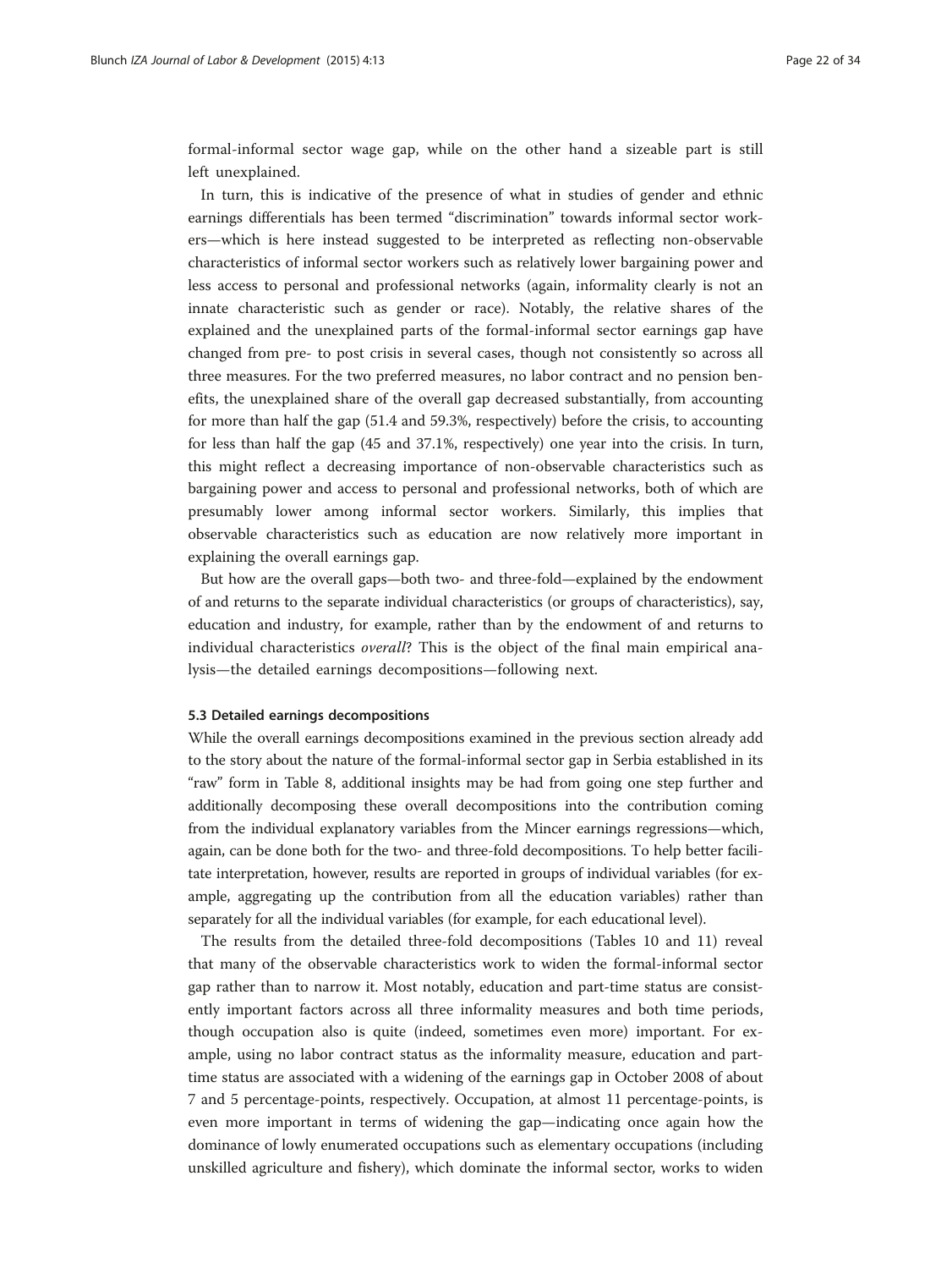formal-informal sector wage gap, while on the other hand a sizeable part is still left unexplained.

In turn, this is indicative of the presence of what in studies of gender and ethnic earnings differentials has been termed "discrimination" towards informal sector workers—which is here instead suggested to be interpreted as reflecting non-observable characteristics of informal sector workers such as relatively lower bargaining power and less access to personal and professional networks (again, informality clearly is not an innate characteristic such as gender or race). Notably, the relative shares of the explained and the unexplained parts of the formal-informal sector earnings gap have changed from pre- to post crisis in several cases, though not consistently so across all three measures. For the two preferred measures, no labor contract and no pension benefits, the unexplained share of the overall gap decreased substantially, from accounting for more than half the gap (51.4 and 59.3%, respectively) before the crisis, to accounting for less than half the gap (45 and 37.1%, respectively) one year into the crisis. In turn, this might reflect a decreasing importance of non-observable characteristics such as bargaining power and access to personal and professional networks, both of which are presumably lower among informal sector workers. Similarly, this implies that observable characteristics such as education are now relatively more important in explaining the overall earnings gap.

But how are the overall gaps—both two- and three-fold—explained by the endowment of and returns to the separate individual characteristics (or groups of characteristics), say, education and industry, for example, rather than by the endowment of and returns to individual characteristics *overall*? This is the object of the final main empirical analysis—the detailed earnings decompositions—following next.

### 5.3 Detailed earnings decompositions

While the overall earnings decompositions examined in the previous section already add to the story about the nature of the formal-informal sector gap in Serbia established in its "raw" form in Table 8, additional insights may be had from going one step further and additionally decomposing these overall decompositions into the contribution coming from the individual explanatory variables from the Mincer earnings regressions—which, again, can be done both for the two- and three-fold decompositions. To help better facilitate interpretation, however, results are reported in groups of individual variables (for example, aggregating up the contribution from all the education variables) rather than separately for all the individual variables (for example, for each educational level).

The results from the detailed three-fold decompositions (Tables 10 and 11) reveal that many of the observable characteristics work to widen the formal-informal sector gap rather than to narrow it. Most notably, education and part-time status are consistently important factors across all three informality measures and both time periods, though occupation also is quite (indeed, sometimes even more) important. For example, using no labor contract status as the informality measure, education and part-time status are associated with a widening of the earnings gap in October 2008 of about 7 and 5 percentage-points, respectively. Occupation, at almost 11 percentage-points, is even more important in terms of widening the gap—indicating once again how the dominance of lowly enumerated occupations such as elementary occupations (including unskilled agriculture and fishery), which dominate the informal sector, works to widen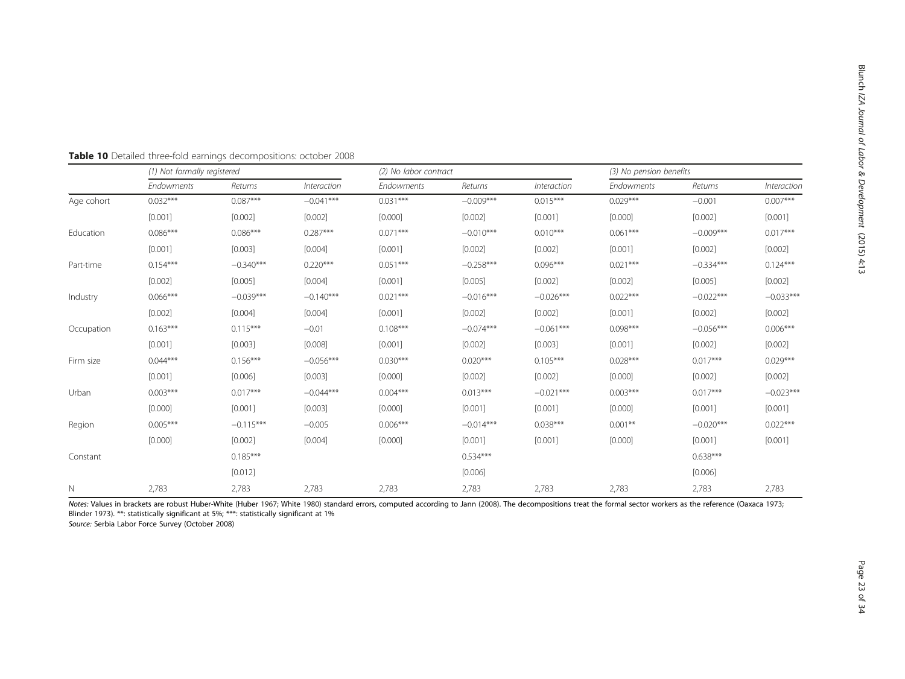**Table 10** Detailed three-fold earnings decompositions: october 2008

| | *(1) Not formally registered* | | | *(2) No labor contract* | | | *(3) No pension benefits* | | |
|---|---|---|---|---|---|---|---|---|---|
| | *Endowments* | *Returns* | *Interaction* | *Endowments* | *Returns* | *Interaction* | *Endowments* | *Returns* | *Interaction* |
| Age cohort | 0.032*** | 0.087*** | −0.041*** | 0.031*** | −0.009*** | 0.015*** | 0.029*** | −0.001 | 0.007*** |
| | [0.001] | [0.002] | [0.002] | [0.000] | [0.002] | [0.001] | [0.000] | [0.002] | [0.001] |
| Education | 0.086*** | 0.086*** | 0.287*** | 0.071*** | −0.010*** | 0.010*** | 0.061*** | −0.009*** | 0.017*** |
| | [0.001] | [0.003] | [0.004] | [0.001] | [0.002] | [0.002] | [0.001] | [0.002] | [0.002] |
| Part-time | 0.154*** | −0.340*** | 0.220*** | 0.051*** | −0.258*** | 0.096*** | 0.021*** | −0.334*** | 0.124*** |
| | [0.002] | [0.005] | [0.004] | [0.001] | [0.005] | [0.002] | [0.002] | [0.005] | [0.002] |
| Industry | 0.066*** | −0.039*** | −0.140*** | 0.021*** | −0.016*** | −0.026*** | 0.022*** | −0.022*** | −0.033*** |
| | [0.002] | [0.004] | [0.004] | [0.001] | [0.002] | [0.002] | [0.001] | [0.002] | [0.002] |
| Occupation | 0.163*** | 0.115*** | −0.01 | 0.108*** | −0.074*** | −0.061*** | 0.098*** | −0.056*** | 0.006*** |
| | [0.001] | [0.003] | [0.008] | [0.001] | [0.002] | [0.003] | [0.001] | [0.002] | [0.002] |
| Firm size | 0.044*** | 0.156*** | −0.056*** | 0.030*** | 0.020*** | 0.105*** | 0.028*** | 0.017*** | 0.029*** |
| | [0.001] | [0.006] | [0.003] | [0.000] | [0.002] | [0.002] | [0.000] | [0.002] | [0.002] |
| Urban | 0.003*** | 0.017*** | −0.044*** | 0.004*** | 0.013*** | −0.021*** | 0.003*** | 0.017*** | −0.023*** |
| | [0.000] | [0.001] | [0.003] | [0.000] | [0.001] | [0.001] | [0.000] | [0.001] | [0.001] |
| Region | 0.005*** | −0.115*** | −0.005 | 0.006*** | −0.014*** | 0.038*** | 0.001** | −0.020*** | 0.022*** |
| | [0.000] | [0.002] | [0.004] | [0.000] | [0.001] | [0.001] | [0.000] | [0.001] | [0.001] |
| Constant | | 0.185*** | | | 0.534*** | | | 0.638*** | |
| | | [0.012] | | | [0.006] | | | [0.006] | |
| N | 2,783 | 2,783 | 2,783 | 2,783 | 2,783 | 2,783 | 2,783 | 2,783 | 2,783 |

*Notes:* Values in brackets are robust Huber-White (Huber 1967; White 1980) standard errors, computed according to Jann (2008). The decompositions treat the formal sector workers as the reference (Oaxaca 1973; Blinder 1973). **: statistically significant at 5%; ***: statistically significant at 1%

*Source:* Serbia Labor Force Survey (October 2008)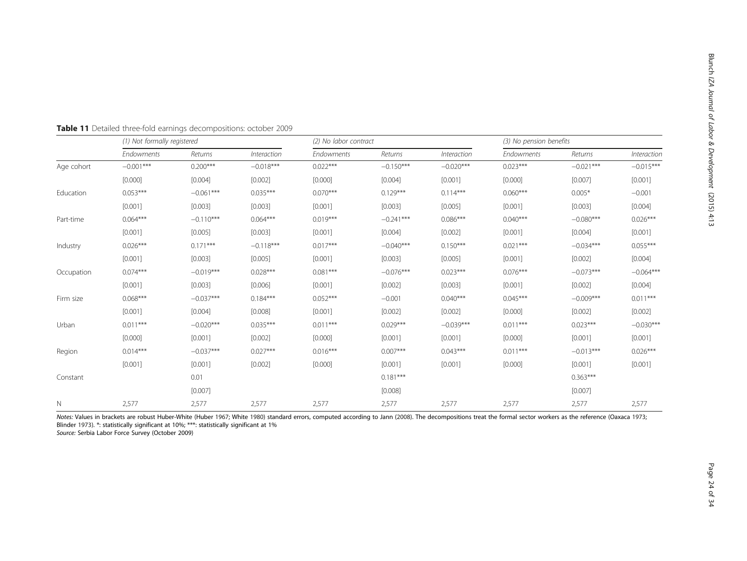**Table 11** Detailed three-fold earnings decompositions: october 2009

| | *(1) Not formally registered* | | | *(2) No labor contract* | | | *(3) No pension benefits* | | |
|---|---|---|---|---|---|---|---|---|---|
| | *Endowments* | *Returns* | *Interaction* | *Endowments* | *Returns* | *Interaction* | *Endowments* | *Returns* | *Interaction* |
| Age cohort | −0.001*** | 0.200*** | −0.018*** | 0.022*** | −0.150*** | −0.020*** | 0.023*** | −0.021*** | −0.015*** |
| | [0.000] | [0.004] | [0.002] | [0.000] | [0.004] | [0.001] | [0.000] | [0.007] | [0.001] |
| Education | 0.053*** | −0.061*** | 0.035*** | 0.070*** | 0.129*** | 0.114*** | 0.060*** | 0.005* | −0.001 |
| | [0.001] | [0.003] | [0.003] | [0.001] | [0.003] | [0.005] | [0.001] | [0.003] | [0.004] |
| Part-time | 0.064*** | −0.110*** | 0.064*** | 0.019*** | −0.241*** | 0.086*** | 0.040*** | −0.080*** | 0.026*** |
| | [0.001] | [0.005] | [0.003] | [0.001] | [0.004] | [0.002] | [0.001] | [0.004] | [0.001] |
| Industry | 0.026*** | 0.171*** | −0.118*** | 0.017*** | −0.040*** | 0.150*** | 0.021*** | −0.034*** | 0.055*** |
| | [0.001] | [0.003] | [0.005] | [0.001] | [0.003] | [0.005] | [0.001] | [0.002] | [0.004] |
| Occupation | 0.074*** | −0.019*** | 0.028*** | 0.081*** | −0.076*** | 0.023*** | 0.076*** | −0.073*** | −0.064*** |
| | [0.001] | [0.003] | [0.006] | [0.001] | [0.002] | [0.003] | [0.001] | [0.002] | [0.004] |
| Firm size | 0.068*** | −0.037*** | 0.184*** | 0.052*** | −0.001 | 0.040*** | 0.045*** | −0.009*** | 0.011*** |
| | [0.001] | [0.004] | [0.008] | [0.001] | [0.002] | [0.002] | [0.000] | [0.002] | [0.002] |
| Urban | 0.011*** | −0.020*** | 0.035*** | 0.011*** | 0.029*** | −0.039*** | 0.011*** | 0.023*** | −0.030*** |
| | [0.000] | [0.001] | [0.002] | [0.000] | [0.001] | [0.001] | [0.000] | [0.001] | [0.001] |
| Region | 0.014*** | −0.037*** | 0.027*** | 0.016*** | 0.007*** | 0.043*** | 0.011*** | −0.013*** | 0.026*** |
| | [0.001] | [0.001] | [0.002] | [0.000] | [0.001] | [0.001] | [0.000] | [0.001] | [0.001] |
| Constant | | 0.01 | | | 0.181*** | | | 0.363*** | |
| | | [0.007] | | | [0.008] | | | [0.007] | |
| N | 2,577 | 2,577 | 2,577 | 2,577 | 2,577 | 2,577 | 2,577 | 2,577 | 2,577 |

*Notes:* Values in brackets are robust Huber-White (Huber 1967; White 1980) standard errors, computed according to Jann (2008). The decompositions treat the formal sector workers as the reference (Oaxaca 1973; Blinder 1973). *: statistically significant at 10%; ***: statistically significant at 1%

*Source:* Serbia Labor Force Survey (October 2009)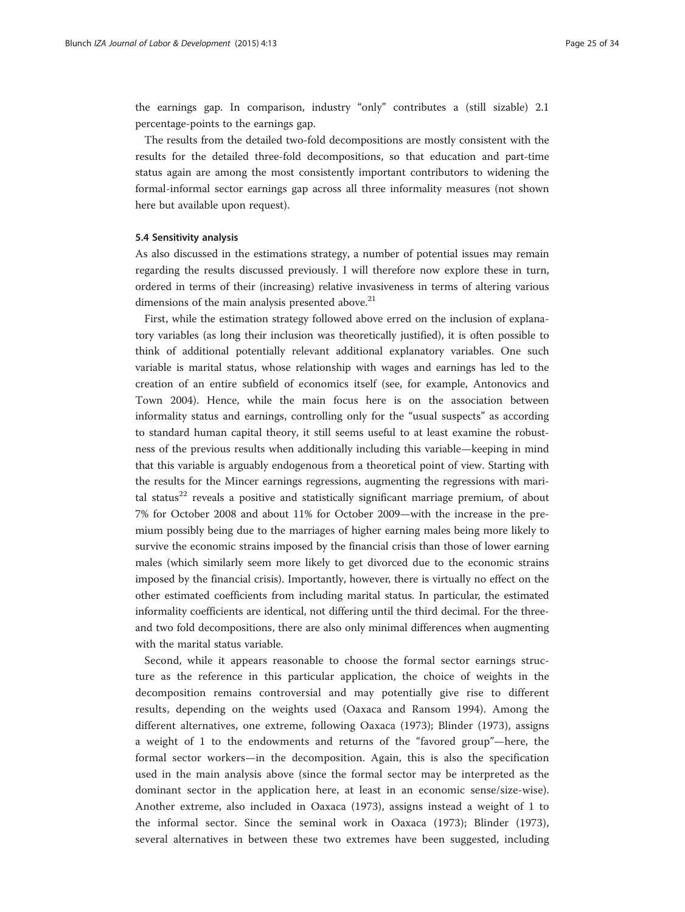the earnings gap. In comparison, industry "only" contributes a (still sizable) 2.1 percentage-points to the earnings gap.

The results from the detailed two-fold decompositions are mostly consistent with the results for the detailed three-fold decompositions, so that education and part-time status again are among the most consistently important contributors to widening the formal-informal sector earnings gap across all three informality measures (not shown here but available upon request).

#### 5.4 Sensitivity analysis

As also discussed in the estimations strategy, a number of potential issues may remain regarding the results discussed previously. I will therefore now explore these in turn, ordered in terms of their (increasing) relative invasiveness in terms of altering various dimensions of the main analysis presented above.[21]

First, while the estimation strategy followed above erred on the inclusion of explanatory variables (as long their inclusion was theoretically justified), it is often possible to think of additional potentially relevant additional explanatory variables. One such variable is marital status, whose relationship with wages and earnings has led to the creation of an entire subfield of economics itself (see, for example, Antonovics and Town 2004). Hence, while the main focus here is on the association between informality status and earnings, controlling only for the "usual suspects" as according to standard human capital theory, it still seems useful to at least examine the robustness of the previous results when additionally including this variable—keeping in mind that this variable is arguably endogenous from a theoretical point of view. Starting with the results for the Mincer earnings regressions, augmenting the regressions with marital status[22] reveals a positive and statistically significant marriage premium, of about 7% for October 2008 and about 11% for October 2009—with the increase in the premium possibly being due to the marriages of higher earning males being more likely to survive the economic strains imposed by the financial crisis than those of lower earning males (which similarly seem more likely to get divorced due to the economic strains imposed by the financial crisis). Importantly, however, there is virtually no effect on the other estimated coefficients from including marital status. In particular, the estimated informality coefficients are identical, not differing until the third decimal. For the three- and two fold decompositions, there are also only minimal differences when augmenting with the marital status variable.

Second, while it appears reasonable to choose the formal sector earnings structure as the reference in this particular application, the choice of weights in the decomposition remains controversial and may potentially give rise to different results, depending on the weights used (Oaxaca and Ransom 1994). Among the different alternatives, one extreme, following Oaxaca (1973); Blinder (1973), assigns a weight of 1 to the endowments and returns of the "favored group"—here, the formal sector workers—in the decomposition. Again, this is also the specification used in the main analysis above (since the formal sector may be interpreted as the dominant sector in the application here, at least in an economic sense/size-wise). Another extreme, also included in Oaxaca (1973), assigns instead a weight of 1 to the informal sector. Since the seminal work in Oaxaca (1973); Blinder (1973), several alternatives in between these two extremes have been suggested, including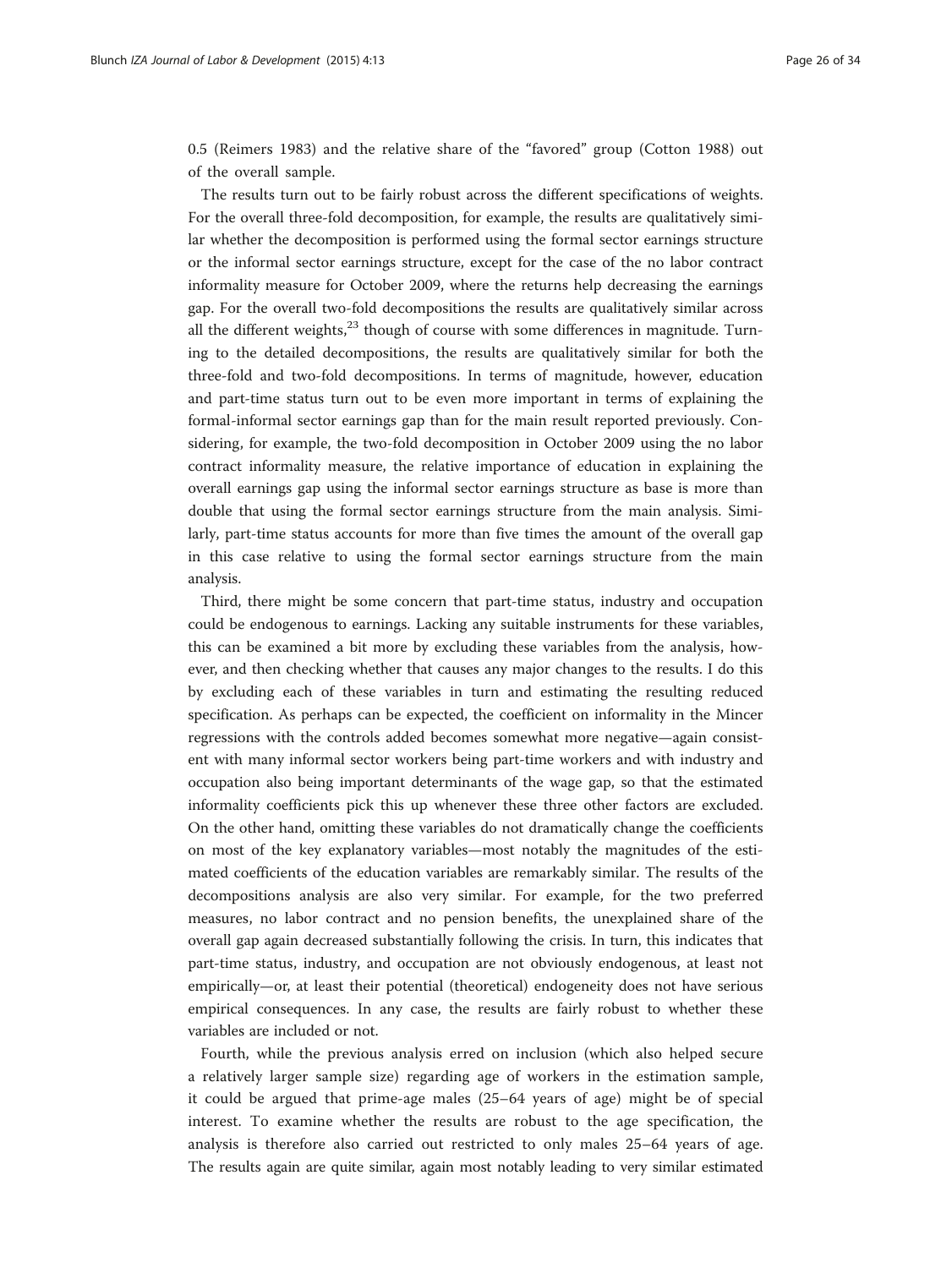0.5 (Reimers 1983) and the relative share of the "favored" group (Cotton 1988) out of the overall sample.

The results turn out to be fairly robust across the different specifications of weights. For the overall three-fold decomposition, for example, the results are qualitatively similar whether the decomposition is performed using the formal sector earnings structure or the informal sector earnings structure, except for the case of the no labor contract informality measure for October 2009, where the returns help decreasing the earnings gap. For the overall two-fold decompositions the results are qualitatively similar across all the different weights,[23] though of course with some differences in magnitude. Turning to the detailed decompositions, the results are qualitatively similar for both the three-fold and two-fold decompositions. In terms of magnitude, however, education and part-time status turn out to be even more important in terms of explaining the formal-informal sector earnings gap than for the main result reported previously. Considering, for example, the two-fold decomposition in October 2009 using the no labor contract informality measure, the relative importance of education in explaining the overall earnings gap using the informal sector earnings structure as base is more than double that using the formal sector earnings structure from the main analysis. Similarly, part-time status accounts for more than five times the amount of the overall gap in this case relative to using the formal sector earnings structure from the main analysis.

Third, there might be some concern that part-time status, industry and occupation could be endogenous to earnings. Lacking any suitable instruments for these variables, this can be examined a bit more by excluding these variables from the analysis, however, and then checking whether that causes any major changes to the results. I do this by excluding each of these variables in turn and estimating the resulting reduced specification. As perhaps can be expected, the coefficient on informality in the Mincer regressions with the controls added becomes somewhat more negative—again consistent with many informal sector workers being part-time workers and with industry and occupation also being important determinants of the wage gap, so that the estimated informality coefficients pick this up whenever these three other factors are excluded. On the other hand, omitting these variables do not dramatically change the coefficients on most of the key explanatory variables—most notably the magnitudes of the estimated coefficients of the education variables are remarkably similar. The results of the decompositions analysis are also very similar. For example, for the two preferred measures, no labor contract and no pension benefits, the unexplained share of the overall gap again decreased substantially following the crisis. In turn, this indicates that part-time status, industry, and occupation are not obviously endogenous, at least not empirically—or, at least their potential (theoretical) endogeneity does not have serious empirical consequences. In any case, the results are fairly robust to whether these variables are included or not.

Fourth, while the previous analysis erred on inclusion (which also helped secure a relatively larger sample size) regarding age of workers in the estimation sample, it could be argued that prime-age males (25–64 years of age) might be of special interest. To examine whether the results are robust to the age specification, the analysis is therefore also carried out restricted to only males 25–64 years of age. The results again are quite similar, again most notably leading to very similar estimated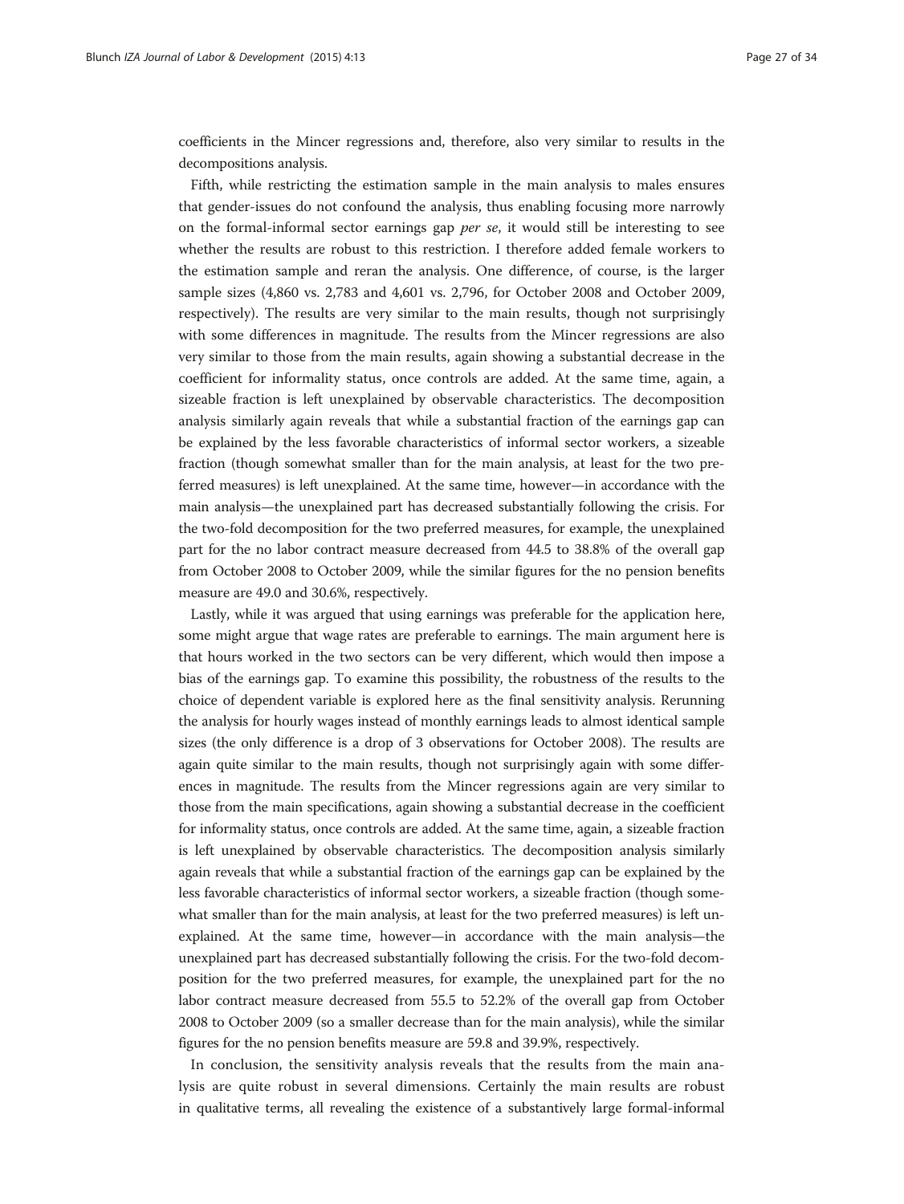coefficients in the Mincer regressions and, therefore, also very similar to results in the decompositions analysis.

Fifth, while restricting the estimation sample in the main analysis to males ensures that gender-issues do not confound the analysis, thus enabling focusing more narrowly on the formal-informal sector earnings gap *per se*, it would still be interesting to see whether the results are robust to this restriction. I therefore added female workers to the estimation sample and reran the analysis. One difference, of course, is the larger sample sizes (4,860 vs. 2,783 and 4,601 vs. 2,796, for October 2008 and October 2009, respectively). The results are very similar to the main results, though not surprisingly with some differences in magnitude. The results from the Mincer regressions are also very similar to those from the main results, again showing a substantial decrease in the coefficient for informality status, once controls are added. At the same time, again, a sizeable fraction is left unexplained by observable characteristics. The decomposition analysis similarly again reveals that while a substantial fraction of the earnings gap can be explained by the less favorable characteristics of informal sector workers, a sizeable fraction (though somewhat smaller than for the main analysis, at least for the two preferred measures) is left unexplained. At the same time, however—in accordance with the main analysis—the unexplained part has decreased substantially following the crisis. For the two-fold decomposition for the two preferred measures, for example, the unexplained part for the no labor contract measure decreased from 44.5 to 38.8% of the overall gap from October 2008 to October 2009, while the similar figures for the no pension benefits measure are 49.0 and 30.6%, respectively.

Lastly, while it was argued that using earnings was preferable for the application here, some might argue that wage rates are preferable to earnings. The main argument here is that hours worked in the two sectors can be very different, which would then impose a bias of the earnings gap. To examine this possibility, the robustness of the results to the choice of dependent variable is explored here as the final sensitivity analysis. Rerunning the analysis for hourly wages instead of monthly earnings leads to almost identical sample sizes (the only difference is a drop of 3 observations for October 2008). The results are again quite similar to the main results, though not surprisingly again with some differences in magnitude. The results from the Mincer regressions again are very similar to those from the main specifications, again showing a substantial decrease in the coefficient for informality status, once controls are added. At the same time, again, a sizeable fraction is left unexplained by observable characteristics. The decomposition analysis similarly again reveals that while a substantial fraction of the earnings gap can be explained by the less favorable characteristics of informal sector workers, a sizeable fraction (though somewhat smaller than for the main analysis, at least for the two preferred measures) is left unexplained. At the same time, however—in accordance with the main analysis—the unexplained part has decreased substantially following the crisis. For the two-fold decomposition for the two preferred measures, for example, the unexplained part for the no labor contract measure decreased from 55.5 to 52.2% of the overall gap from October 2008 to October 2009 (so a smaller decrease than for the main analysis), while the similar figures for the no pension benefits measure are 59.8 and 39.9%, respectively.

In conclusion, the sensitivity analysis reveals that the results from the main analysis are quite robust in several dimensions. Certainly the main results are robust in qualitative terms, all revealing the existence of a substantively large formal-informal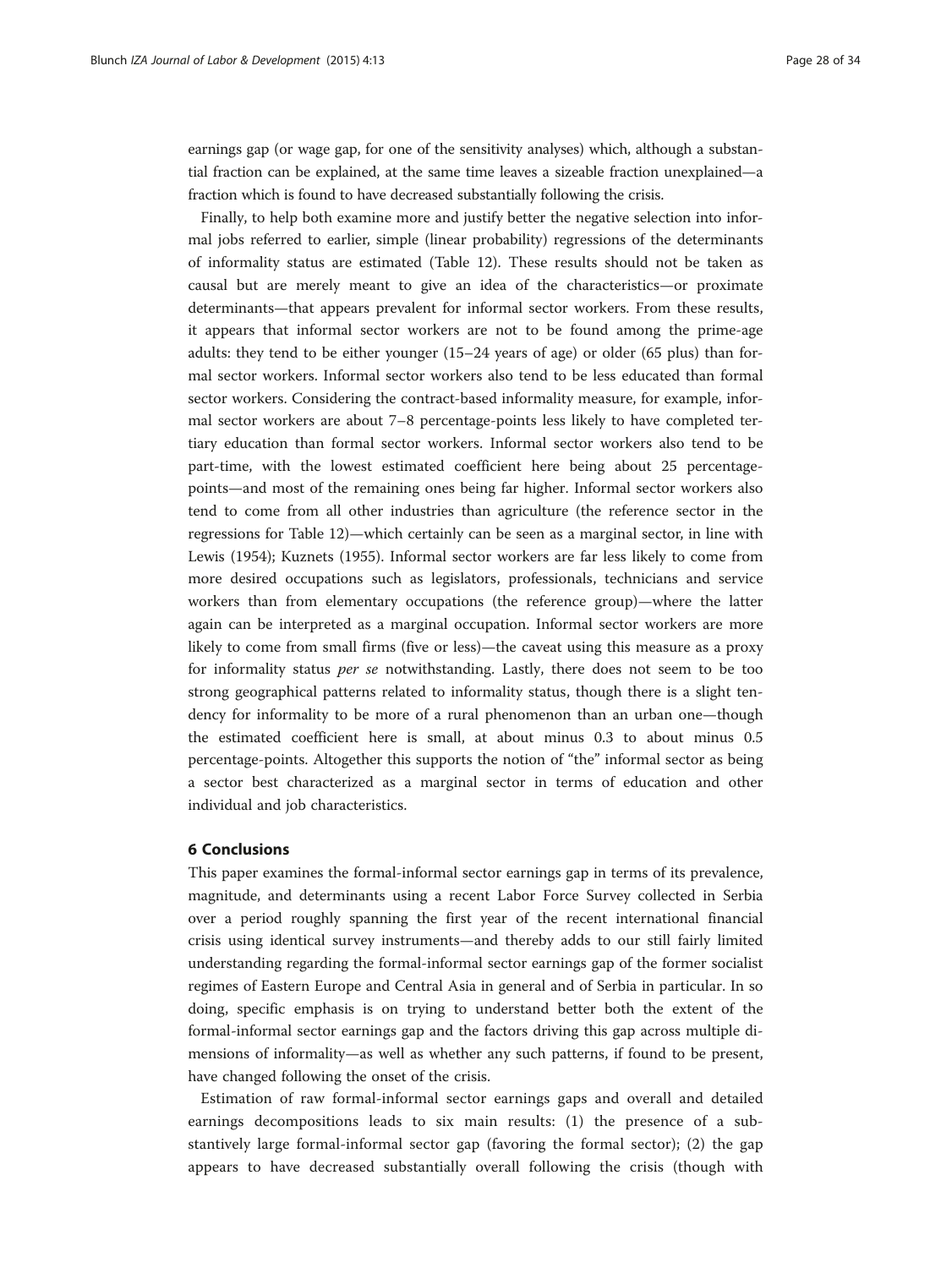earnings gap (or wage gap, for one of the sensitivity analyses) which, although a substantial fraction can be explained, at the same time leaves a sizeable fraction unexplained—a fraction which is found to have decreased substantially following the crisis.

Finally, to help both examine more and justify better the negative selection into informal jobs referred to earlier, simple (linear probability) regressions of the determinants of informality status are estimated (Table 12). These results should not be taken as causal but are merely meant to give an idea of the characteristics—or proximate determinants—that appears prevalent for informal sector workers. From these results, it appears that informal sector workers are not to be found among the prime-age adults: they tend to be either younger (15–24 years of age) or older (65 plus) than formal sector workers. Informal sector workers also tend to be less educated than formal sector workers. Considering the contract-based informality measure, for example, informal sector workers are about 7–8 percentage-points less likely to have completed tertiary education than formal sector workers. Informal sector workers also tend to be part-time, with the lowest estimated coefficient here being about 25 percentage-points—and most of the remaining ones being far higher. Informal sector workers also tend to come from all other industries than agriculture (the reference sector in the regressions for Table 12)—which certainly can be seen as a marginal sector, in line with Lewis (1954); Kuznets (1955). Informal sector workers are far less likely to come from more desired occupations such as legislators, professionals, technicians and service workers than from elementary occupations (the reference group)—where the latter again can be interpreted as a marginal occupation. Informal sector workers are more likely to come from small firms (five or less)—the caveat using this measure as a proxy for informality status *per se* notwithstanding. Lastly, there does not seem to be too strong geographical patterns related to informality status, though there is a slight tendency for informality to be more of a rural phenomenon than an urban one—though the estimated coefficient here is small, at about minus 0.3 to about minus 0.5 percentage-points. Altogether this supports the notion of "the" informal sector as being a sector best characterized as a marginal sector in terms of education and other individual and job characteristics.

## 6 Conclusions

This paper examines the formal-informal sector earnings gap in terms of its prevalence, magnitude, and determinants using a recent Labor Force Survey collected in Serbia over a period roughly spanning the first year of the recent international financial crisis using identical survey instruments—and thereby adds to our still fairly limited understanding regarding the formal-informal sector earnings gap of the former socialist regimes of Eastern Europe and Central Asia in general and of Serbia in particular. In so doing, specific emphasis is on trying to understand better both the extent of the formal-informal sector earnings gap and the factors driving this gap across multiple dimensions of informality—as well as whether any such patterns, if found to be present, have changed following the onset of the crisis.

Estimation of raw formal-informal sector earnings gaps and overall and detailed earnings decompositions leads to six main results: (1) the presence of a substantively large formal-informal sector gap (favoring the formal sector); (2) the gap appears to have decreased substantially overall following the crisis (though with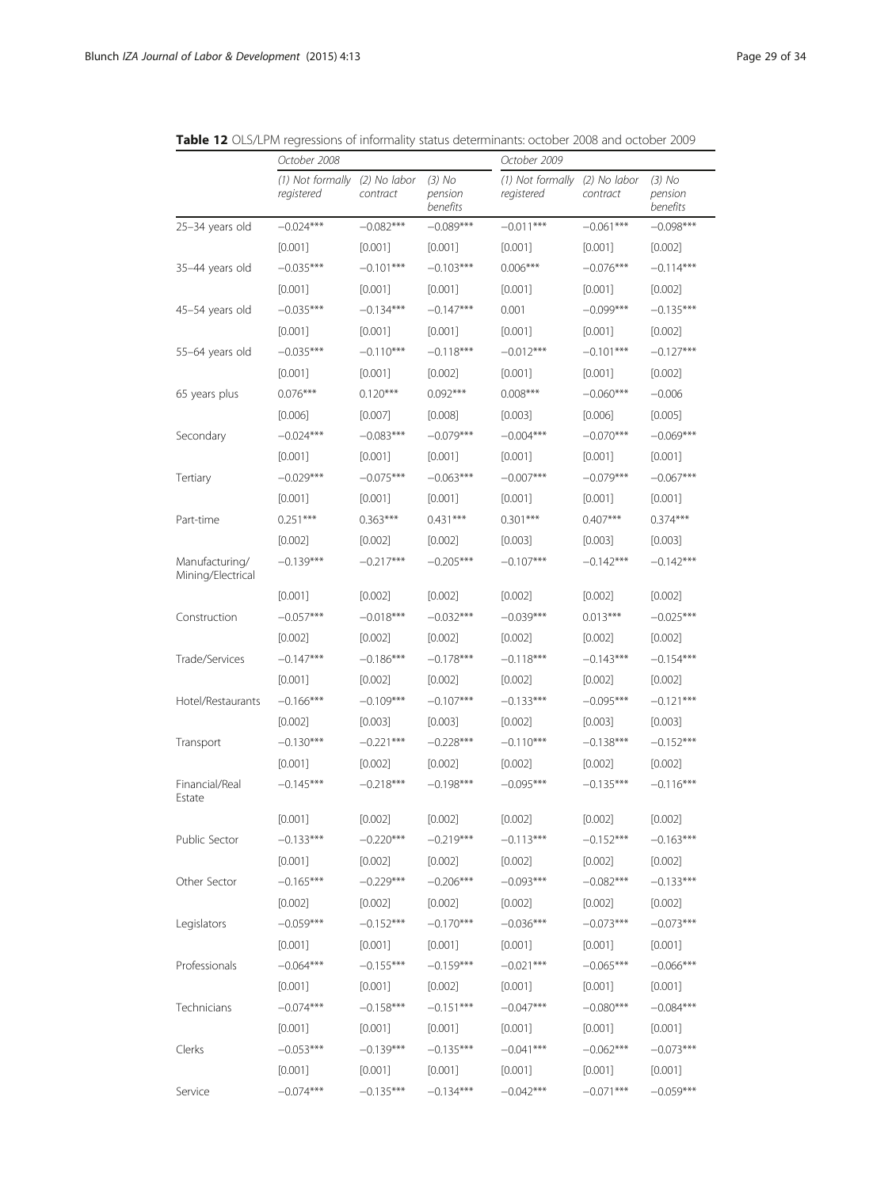**Table 12** OLS/LPM regressions of informality status determinants: october 2008 and october 2009

| | October 2008 | | | October 2009 | | |
|---|---|---|---|---|---|---|
| | (1) Not formally registered | (2) No labor contract | (3) No pension benefits | (1) Not formally registered | (2) No labor contract | (3) No pension benefits |
| 25–34 years old | −0.024*** | −0.082*** | −0.089*** | −0.011*** | −0.061*** | −0.098*** |
| | [0.001] | [0.001] | [0.001] | [0.001] | [0.001] | [0.002] |
| 35–44 years old | −0.035*** | −0.101*** | −0.103*** | 0.006*** | −0.076*** | −0.114*** |
| | [0.001] | [0.001] | [0.001] | [0.001] | [0.001] | [0.002] |
| 45–54 years old | −0.035*** | −0.134*** | −0.147*** | 0.001 | −0.099*** | −0.135*** |
| | [0.001] | [0.001] | [0.001] | [0.001] | [0.001] | [0.002] |
| 55–64 years old | −0.035*** | −0.110*** | −0.118*** | −0.012*** | −0.101*** | −0.127*** |
| | [0.001] | [0.001] | [0.002] | [0.001] | [0.001] | [0.002] |
| 65 years plus | 0.076*** | 0.120*** | 0.092*** | 0.008*** | −0.060*** | −0.006 |
| | [0.006] | [0.007] | [0.008] | [0.003] | [0.006] | [0.005] |
| Secondary | −0.024*** | −0.083*** | −0.079*** | −0.004*** | −0.070*** | −0.069*** |
| | [0.001] | [0.001] | [0.001] | [0.001] | [0.001] | [0.001] |
| Tertiary | −0.029*** | −0.075*** | −0.063*** | −0.007*** | −0.079*** | −0.067*** |
| | [0.001] | [0.001] | [0.001] | [0.001] | [0.001] | [0.001] |
| Part-time | 0.251*** | 0.363*** | 0.431*** | 0.301*** | 0.407*** | 0.374*** |
| | [0.002] | [0.002] | [0.002] | [0.003] | [0.003] | [0.003] |
| Manufacturing/ Mining/Electrical | −0.139*** | −0.217*** | −0.205*** | −0.107*** | −0.142*** | −0.142*** |
| | [0.001] | [0.002] | [0.002] | [0.002] | [0.002] | [0.002] |
| Construction | −0.057*** | −0.018*** | −0.032*** | −0.039*** | 0.013*** | −0.025*** |
| | [0.002] | [0.002] | [0.002] | [0.002] | [0.002] | [0.002] |
| Trade/Services | −0.147*** | −0.186*** | −0.178*** | −0.118*** | −0.143*** | −0.154*** |
| | [0.001] | [0.002] | [0.002] | [0.002] | [0.002] | [0.002] |
| Hotel/Restaurants | −0.166*** | −0.109*** | −0.107*** | −0.133*** | −0.095*** | −0.121*** |
| | [0.002] | [0.003] | [0.003] | [0.002] | [0.003] | [0.003] |
| Transport | −0.130*** | −0.221*** | −0.228*** | −0.110*** | −0.138*** | −0.152*** |
| | [0.001] | [0.002] | [0.002] | [0.002] | [0.002] | [0.002] |
| Financial/Real Estate | −0.145*** | −0.218*** | −0.198*** | −0.095*** | −0.135*** | −0.116*** |
| | [0.001] | [0.002] | [0.002] | [0.002] | [0.002] | [0.002] |
| Public Sector | −0.133*** | −0.220*** | −0.219*** | −0.113*** | −0.152*** | −0.163*** |
| | [0.001] | [0.002] | [0.002] | [0.002] | [0.002] | [0.002] |
| Other Sector | −0.165*** | −0.229*** | −0.206*** | −0.093*** | −0.082*** | −0.133*** |
| | [0.002] | [0.002] | [0.002] | [0.002] | [0.002] | [0.002] |
| Legislators | −0.059*** | −0.152*** | −0.170*** | −0.036*** | −0.073*** | −0.073*** |
| | [0.001] | [0.001] | [0.001] | [0.001] | [0.001] | [0.001] |
| Professionals | −0.064*** | −0.155*** | −0.159*** | −0.021*** | −0.065*** | −0.066*** |
| | [0.001] | [0.001] | [0.002] | [0.001] | [0.001] | [0.001] |
| Technicians | −0.074*** | −0.158*** | −0.151*** | −0.047*** | −0.080*** | −0.084*** |
| | [0.001] | [0.001] | [0.001] | [0.001] | [0.001] | [0.001] |
| Clerks | −0.053*** | −0.139*** | −0.135*** | −0.041*** | −0.062*** | −0.073*** |
| | [0.001] | [0.001] | [0.001] | [0.001] | [0.001] | [0.001] |
| Service | −0.074*** | −0.135*** | −0.134*** | −0.042*** | −0.071*** | −0.059*** |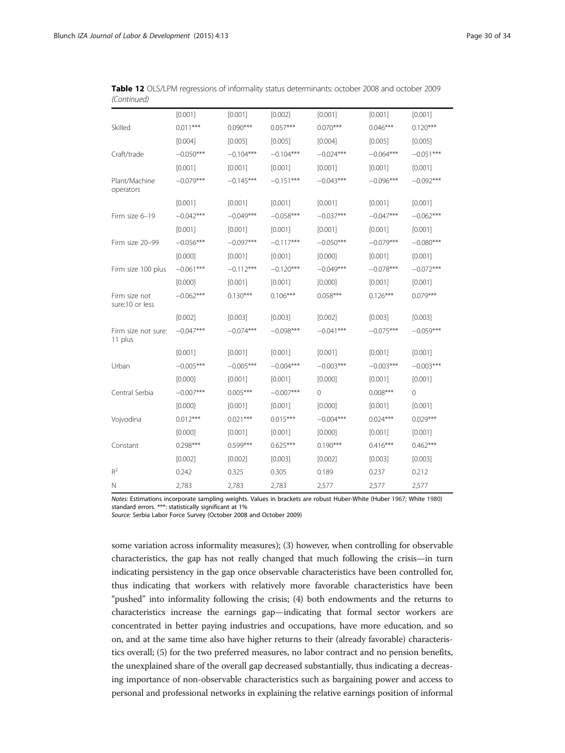**Table 12** OLS/LPM regressions of informality status determinants: october 2008 and october 2009 *(Continued)*

| | | | | | | |
|---|---|---|---|---|---|---|
| | [0.001] | [0.001] | [0.002] | [0.001] | [0.001] | [0.001] |
| Skilled | 0.011*** | 0.090*** | 0.057*** | 0.070*** | 0.046*** | 0.120*** |
| | [0.004] | [0.005] | [0.005] | [0.004] | [0.005] | [0.005] |
| Craft/trade | −0.050*** | −0.104*** | −0.104*** | −0.024*** | −0.064*** | −0.051*** |
| | [0.001] | [0.001] | [0.001] | [0.001] | [0.001] | [0.001] |
| Plant/Machine operators | −0.079*** | −0.145*** | −0.151*** | −0.043*** | −0.096*** | −0.092*** |
| | [0.001] | [0.001] | [0.001] | [0.001] | [0.001] | [0.001] |
| Firm size 6–19 | −0.042*** | −0.049*** | −0.058*** | −0.037*** | −0.047*** | −0.062*** |
| | [0.001] | [0.001] | [0.001] | [0.001] | [0.001] | [0.001] |
| Firm size 20–99 | −0.056*** | −0.097*** | −0.117*** | −0.050*** | −0.079*** | −0.080*** |
| | [0.000] | [0.001] | [0.001] | [0.000] | [0.001] | [0.001] |
| Firm size 100 plus | −0.061*** | −0.112*** | −0.120*** | −0.049*** | −0.078*** | −0.072*** |
| | [0.000] | [0.001] | [0.001] | [0.000] | [0.001] | [0.001] |
| Firm size not sure:10 or less | −0.062*** | 0.130*** | 0.106*** | 0.058*** | 0.126*** | 0.079*** |
| | [0.002] | [0.003] | [0.003] | [0.002] | [0.003] | [0.003] |
| Firm size not sure: 11 plus | −0.047*** | −0.074*** | −0.098*** | −0.041*** | −0.075*** | −0.059*** |
| | [0.001] | [0.001] | [0.001] | [0.001] | [0.001] | [0.001] |
| Urban | −0.005*** | −0.005*** | −0.004*** | −0.003*** | −0.003*** | −0.003*** |
| | [0.000] | [0.001] | [0.001] | [0.000] | [0.001] | [0.001] |
| Central Serbia | −0.007*** | 0.005*** | −0.007*** | 0 | 0.008*** | 0 |
| | [0.000] | [0.001] | [0.001] | [0.000] | [0.001] | [0.001] |
| Vojvodina | 0.012*** | 0.021*** | 0.015*** | −0.004*** | 0.024*** | 0.029*** |
| | [0.000] | [0.001] | [0.001] | [0.000] | [0.001] | [0.001] |
| Constant | 0.298*** | 0.599*** | 0.625*** | 0.190*** | 0.416*** | 0.462*** |
| | [0.002] | [0.002] | [0.003] | [0.002] | [0.003] | [0.003] |
| $R^2$ | 0.242 | 0.325 | 0.305 | 0.189 | 0.237 | 0.212 |
| N | 2,783 | 2,783 | 2,783 | 2,577 | 2,577 | 2,577 |

*Notes:* Estimations incorporate sampling weights. Values in brackets are robust Huber-White (Huber 1967; White 1980) standard errors. ***: statistically significant at 1%

*Source:* Serbia Labor Force Survey (October 2008 and October 2009)

some variation across informality measures); (3) however, when controlling for observable characteristics, the gap has not really changed that much following the crisis—in turn indicating persistency in the gap once observable characteristics have been controlled for, thus indicating that workers with relatively more favorable characteristics have been "pushed" into informality following the crisis; (4) both endowments and the returns to characteristics increase the earnings gap—indicating that formal sector workers are concentrated in better paying industries and occupations, have more education, and so on, and at the same time also have higher returns to their (already favorable) characteristics overall; (5) for the two preferred measures, no labor contract and no pension benefits, the unexplained share of the overall gap decreased substantially, thus indicating a decreasing importance of non-observable characteristics such as bargaining power and access to personal and professional networks in explaining the relative earnings position of informal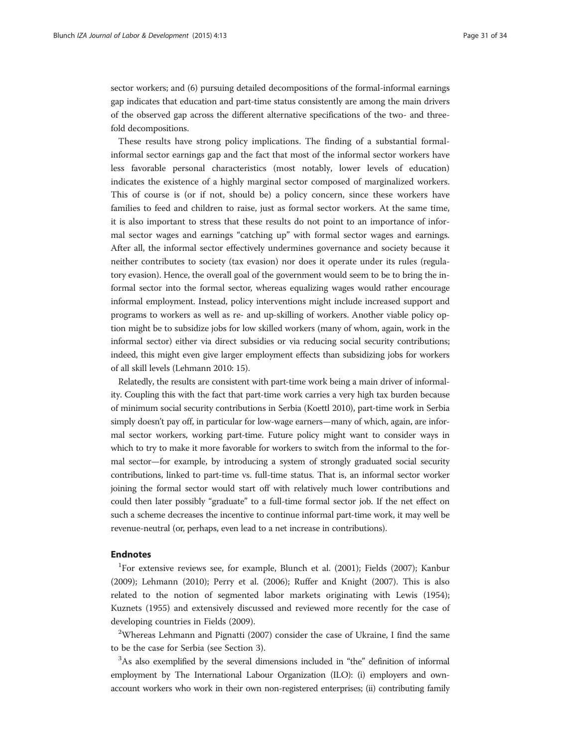sector workers; and (6) pursuing detailed decompositions of the formal-informal earnings gap indicates that education and part-time status consistently are among the main drivers of the observed gap across the different alternative specifications of the two- and three-fold decompositions.

These results have strong policy implications. The finding of a substantial formal-informal sector earnings gap and the fact that most of the informal sector workers have less favorable personal characteristics (most notably, lower levels of education) indicates the existence of a highly marginal sector composed of marginalized workers. This of course is (or if not, should be) a policy concern, since these workers have families to feed and children to raise, just as formal sector workers. At the same time, it is also important to stress that these results do not point to an importance of informal sector wages and earnings "catching up" with formal sector wages and earnings. After all, the informal sector effectively undermines governance and society because it neither contributes to society (tax evasion) nor does it operate under its rules (regulatory evasion). Hence, the overall goal of the government would seem to be to bring the informal sector into the formal sector, whereas equalizing wages would rather encourage informal employment. Instead, policy interventions might include increased support and programs to workers as well as re- and up-skilling of workers. Another viable policy option might be to subsidize jobs for low skilled workers (many of whom, again, work in the informal sector) either via direct subsidies or via reducing social security contributions; indeed, this might even give larger employment effects than subsidizing jobs for workers of all skill levels (Lehmann 2010: 15).

Relatedly, the results are consistent with part-time work being a main driver of informality. Coupling this with the fact that part-time work carries a very high tax burden because of minimum social security contributions in Serbia (Koettl 2010), part-time work in Serbia simply doesn't pay off, in particular for low-wage earners—many of which, again, are informal sector workers, working part-time. Future policy might want to consider ways in which to try to make it more favorable for workers to switch from the informal to the formal sector—for example, by introducing a system of strongly graduated social security contributions, linked to part-time vs. full-time status. That is, an informal sector worker joining the formal sector would start off with relatively much lower contributions and could then later possibly "graduate" to a full-time formal sector job. If the net effect on such a scheme decreases the incentive to continue informal part-time work, it may well be revenue-neutral (or, perhaps, even lead to a net increase in contributions).

## Endnotes

[1]For extensive reviews see, for example, Blunch et al. (2001); Fields (2007); Kanbur (2009); Lehmann (2010); Perry et al. (2006); Ruffer and Knight (2007). This is also related to the notion of segmented labor markets originating with Lewis (1954); Kuznets (1955) and extensively discussed and reviewed more recently for the case of developing countries in Fields (2009).

[2]Whereas Lehmann and Pignatti (2007) consider the case of Ukraine, I find the same to be the case for Serbia (see Section 3).

[3]As also exemplified by the several dimensions included in "the" definition of informal employment by The International Labour Organization (ILO): (i) employers and own-account workers who work in their own non-registered enterprises; (ii) contributing family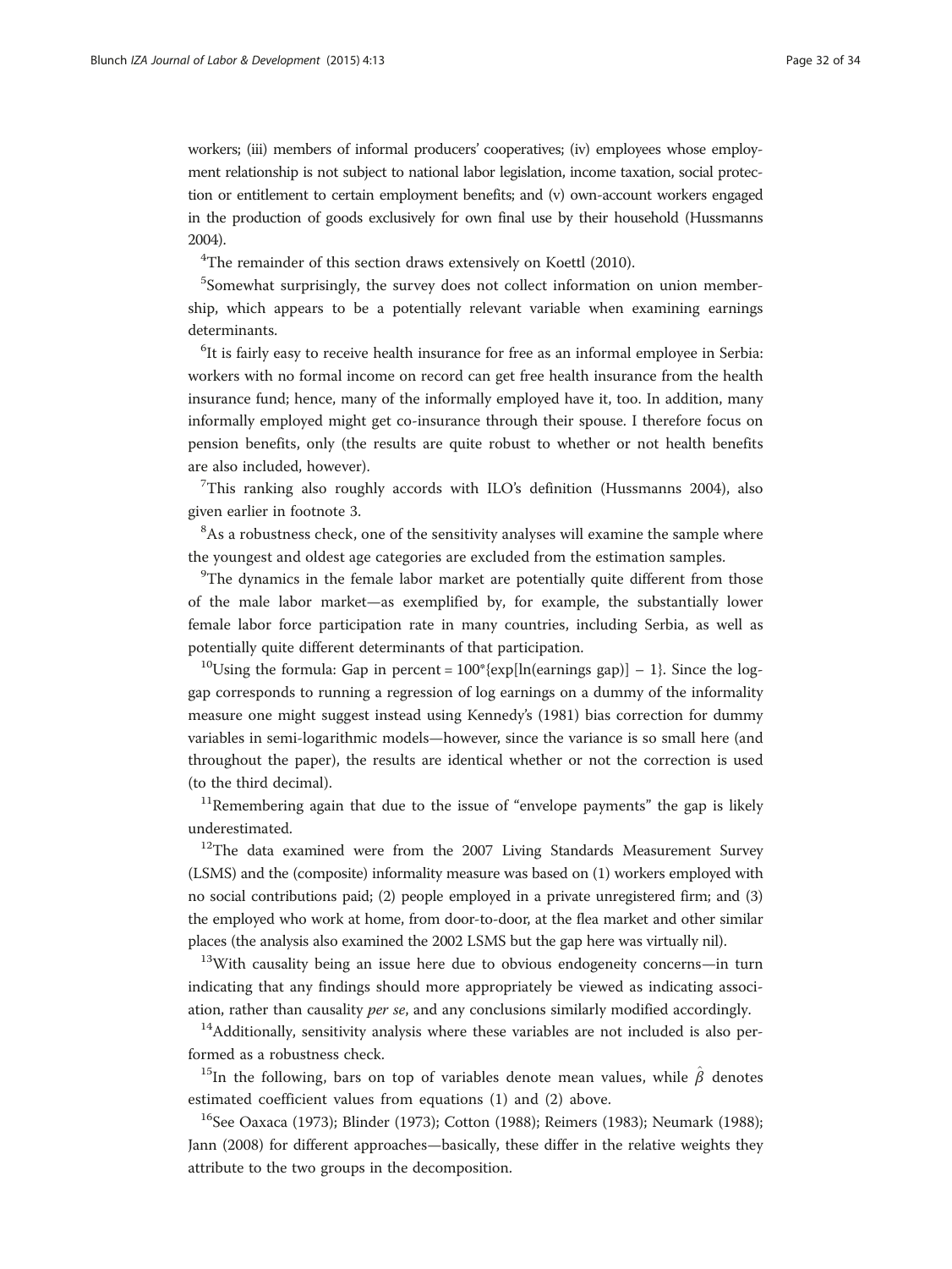workers; (iii) members of informal producers' cooperatives; (iv) employees whose employment relationship is not subject to national labor legislation, income taxation, social protection or entitlement to certain employment benefits; and (v) own-account workers engaged in the production of goods exclusively for own final use by their household (Hussmanns 2004).

[4]The remainder of this section draws extensively on Koettl (2010).

[5]Somewhat surprisingly, the survey does not collect information on union membership, which appears to be a potentially relevant variable when examining earnings determinants.

[6]It is fairly easy to receive health insurance for free as an informal employee in Serbia: workers with no formal income on record can get free health insurance from the health insurance fund; hence, many of the informally employed have it, too. In addition, many informally employed might get co-insurance through their spouse. I therefore focus on pension benefits, only (the results are quite robust to whether or not health benefits are also included, however).

[7]This ranking also roughly accords with ILO's definition (Hussmanns 2004), also given earlier in footnote 3.

[8]As a robustness check, one of the sensitivity analyses will examine the sample where the youngest and oldest age categories are excluded from the estimation samples.

[9]The dynamics in the female labor market are potentially quite different from those of the male labor market—as exemplified by, for example, the substantially lower female labor force participation rate in many countries, including Serbia, as well as potentially quite different determinants of that participation.

[10]Using the formula: Gap in percent = $100^*\{\exp[\ln(\text{earnings gap})] - 1\}$. Since the log-gap corresponds to running a regression of log earnings on a dummy of the informality measure one might suggest instead using Kennedy's (1981) bias correction for dummy variables in semi-logarithmic models—however, since the variance is so small here (and throughout the paper), the results are identical whether or not the correction is used (to the third decimal).

[11]Remembering again that due to the issue of "envelope payments" the gap is likely underestimated.

[12]The data examined were from the 2007 Living Standards Measurement Survey (LSMS) and the (composite) informality measure was based on (1) workers employed with no social contributions paid; (2) people employed in a private unregistered firm; and (3) the employed who work at home, from door-to-door, at the flea market and other similar places (the analysis also examined the 2002 LSMS but the gap here was virtually nil).

[13]With causality being an issue here due to obvious endogeneity concerns—in turn indicating that any findings should more appropriately be viewed as indicating association, rather than causality *per se*, and any conclusions similarly modified accordingly.

[14]Additionally, sensitivity analysis where these variables are not included is also performed as a robustness check.

[15]In the following, bars on top of variables denote mean values, while $\hat{\beta}$ denotes estimated coefficient values from equations (1) and (2) above.

[16]See Oaxaca (1973); Blinder (1973); Cotton (1988); Reimers (1983); Neumark (1988); Jann (2008) for different approaches—basically, these differ in the relative weights they attribute to the two groups in the decomposition.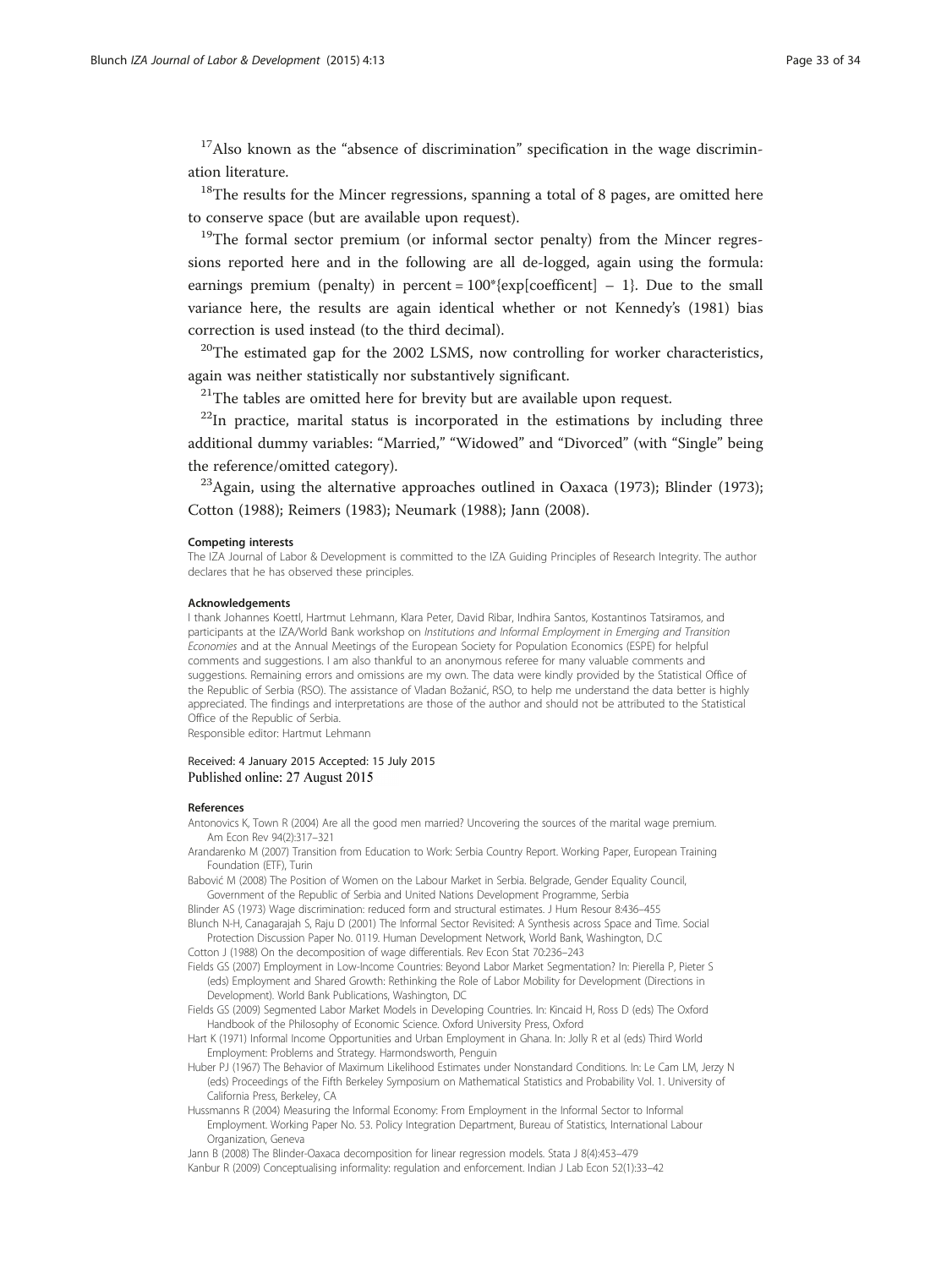[17]Also known as the "absence of discrimination" specification in the wage discrimination literature.

[18]The results for the Mincer regressions, spanning a total of 8 pages, are omitted here to conserve space (but are available upon request).

[19]The formal sector premium (or informal sector penalty) from the Mincer regressions reported here and in the following are all de-logged, again using the formula: earnings premium (penalty) in percent = 100*{exp[coefficent] − 1}. Due to the small variance here, the results are again identical whether or not Kennedy's (1981) bias correction is used instead (to the third decimal).

[20]The estimated gap for the 2002 LSMS, now controlling for worker characteristics, again was neither statistically nor substantively significant.

[21]The tables are omitted here for brevity but are available upon request.

[22]In practice, marital status is incorporated in the estimations by including three additional dummy variables: "Married," "Widowed" and "Divorced" (with "Single" being the reference/omitted category).

[23]Again, using the alternative approaches outlined in Oaxaca (1973); Blinder (1973); Cotton (1988); Reimers (1983); Neumark (1988); Jann (2008).

#### Competing interests

The IZA Journal of Labor & Development is committed to the IZA Guiding Principles of Research Integrity. The author declares that he has observed these principles.

#### Acknowledgements

I thank Johannes Koettl, Hartmut Lehmann, Klara Peter, David Ribar, Indhira Santos, Kostantinos Tatsiramos, and participants at the IZA/World Bank workshop on *Institutions and Informal Employment in Emerging and Transition Economies* and at the Annual Meetings of the European Society for Population Economics (ESPE) for helpful comments and suggestions. I am also thankful to an anonymous referee for many valuable comments and suggestions. Remaining errors and omissions are my own. The data were kindly provided by the Statistical Office of the Republic of Serbia (RSO). The assistance of Vladan Božanić, RSO, to help me understand the data better is highly appreciated. The findings and interpretations are those of the author and should not be attributed to the Statistical Office of the Republic of Serbia.
Responsible editor: Hartmut Lehmann

Received: 4 January 2015 Accepted: 15 July 2015
Published online: 27 August 2015

#### References

Antonovics K, Town R (2004) Are all the good men married? Uncovering the sources of the marital wage premium. Am Econ Rev 94(2):317–321

Arandarenko M (2007) Transition from Education to Work: Serbia Country Report. Working Paper, European Training Foundation (ETF), Turin

Babović M (2008) The Position of Women on the Labour Market in Serbia. Belgrade, Gender Equality Council, Government of the Republic of Serbia and United Nations Development Programme, Serbia

Blinder AS (1973) Wage discrimination: reduced form and structural estimates. J Hum Resour 8:436–455

Blunch N-H, Canagarajah S, Raju D (2001) The Informal Sector Revisited: A Synthesis across Space and Time. Social Protection Discussion Paper No. 0119. Human Development Network, World Bank, Washington, D.C

Cotton J (1988) On the decomposition of wage differentials. Rev Econ Stat 70:236–243

Fields GS (2007) Employment in Low-Income Countries: Beyond Labor Market Segmentation? In: Pierella P, Pieter S (eds) Employment and Shared Growth: Rethinking the Role of Labor Mobility for Development (Directions in Development). World Bank Publications, Washington, DC

Fields GS (2009) Segmented Labor Market Models in Developing Countries. In: Kincaid H, Ross D (eds) The Oxford Handbook of the Philosophy of Economic Science. Oxford University Press, Oxford

Hart K (1971) Informal Income Opportunities and Urban Employment in Ghana. In: Jolly R et al (eds) Third World Employment: Problems and Strategy. Harmondsworth, Penguin

Huber PJ (1967) The Behavior of Maximum Likelihood Estimates under Nonstandard Conditions. In: Le Cam LM, Jerzy N (eds) Proceedings of the Fifth Berkeley Symposium on Mathematical Statistics and Probability Vol. 1. University of California Press, Berkeley, CA

Hussmanns R (2004) Measuring the Informal Economy: From Employment in the Informal Sector to Informal Employment. Working Paper No. 53. Policy Integration Department, Bureau of Statistics, International Labour Organization, Geneva

Jann B (2008) The Blinder-Oaxaca decomposition for linear regression models. Stata J 8(4):453–479

Kanbur R (2009) Conceptualising informality: regulation and enforcement. Indian J Lab Econ 52(1):33–42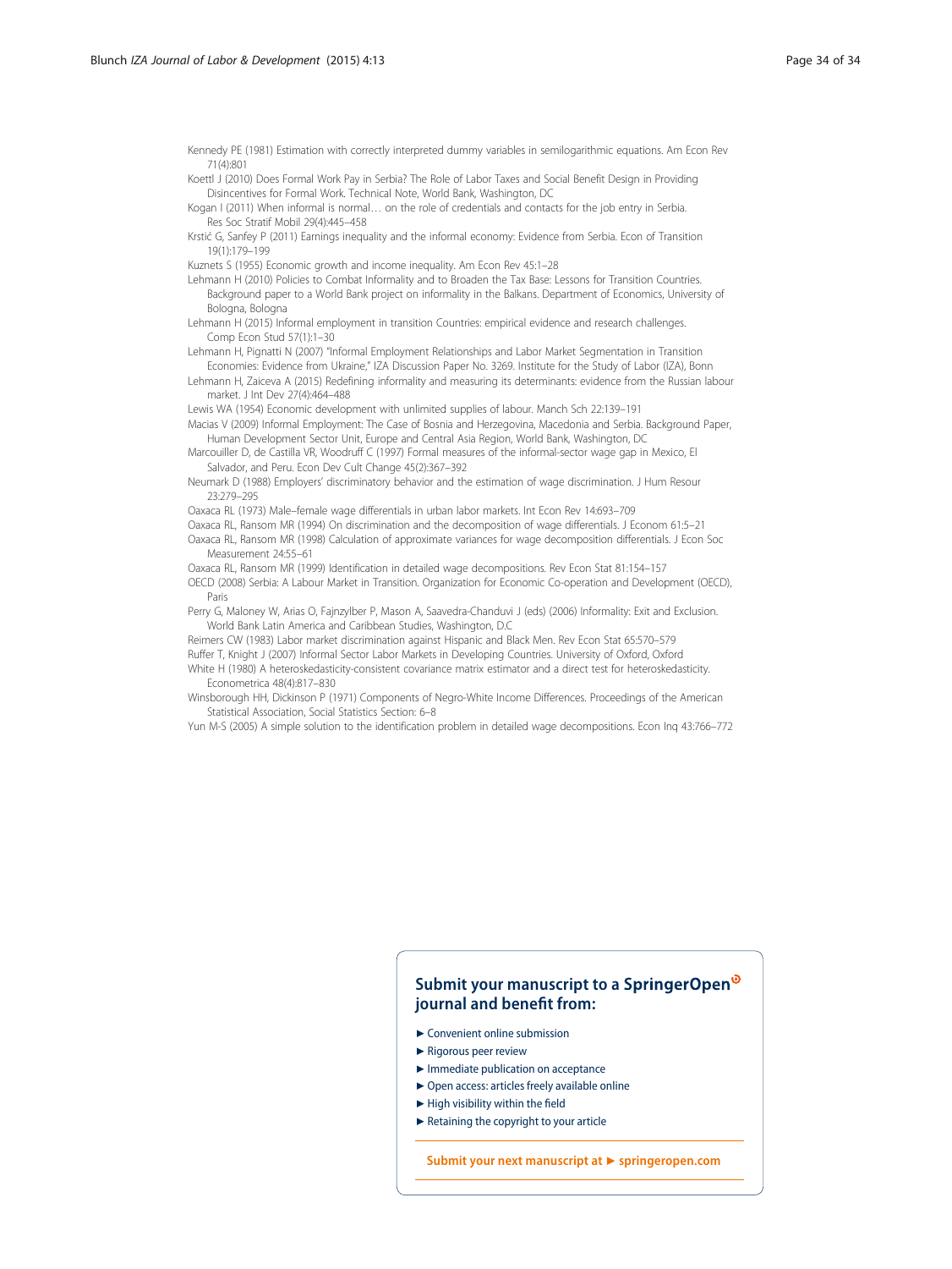Kennedy PE (1981) Estimation with correctly interpreted dummy variables in semilogarithmic equations. Am Econ Rev 71(4):801

Koettl J (2010) Does Formal Work Pay in Serbia? The Role of Labor Taxes and Social Benefit Design in Providing Disincentives for Formal Work. Technical Note, World Bank, Washington, DC

Kogan I (2011) When informal is normal… on the role of credentials and contacts for the job entry in Serbia. Res Soc Stratif Mobil 29(4):445–458

Krstić G, Sanfey P (2011) Earnings inequality and the informal economy: Evidence from Serbia. Econ of Transition 19(1):179–199

Kuznets S (1955) Economic growth and income inequality. Am Econ Rev 45:1–28

Lehmann H (2010) Policies to Combat Informality and to Broaden the Tax Base: Lessons for Transition Countries. Background paper to a World Bank project on informality in the Balkans. Department of Economics, University of Bologna, Bologna

Lehmann H (2015) Informal employment in transition Countries: empirical evidence and research challenges. Comp Econ Stud 57(1):1–30

Lehmann H, Pignatti N (2007) "Informal Employment Relationships and Labor Market Segmentation in Transition Economies: Evidence from Ukraine," IZA Discussion Paper No. 3269. Institute for the Study of Labor (IZA), Bonn

Lehmann H, Zaiceva A (2015) Redefining informality and measuring its determinants: evidence from the Russian labour market. J Int Dev 27(4):464–488

Lewis WA (1954) Economic development with unlimited supplies of labour. Manch Sch 22:139–191

Macias V (2009) Informal Employment: The Case of Bosnia and Herzegovina, Macedonia and Serbia. Background Paper, Human Development Sector Unit, Europe and Central Asia Region, World Bank, Washington, DC

Marcouiller D, de Castilla VR, Woodruff C (1997) Formal measures of the informal-sector wage gap in Mexico, El Salvador, and Peru. Econ Dev Cult Change 45(2):367–392

Neumark D (1988) Employers' discriminatory behavior and the estimation of wage discrimination. J Hum Resour 23:279–295

Oaxaca RL (1973) Male–female wage differentials in urban labor markets. Int Econ Rev 14:693–709

Oaxaca RL, Ransom MR (1994) On discrimination and the decomposition of wage differentials. J Econom 61:5–21

Oaxaca RL, Ransom MR (1998) Calculation of approximate variances for wage decomposition differentials. J Econ Soc Measurement 24:55–61

Oaxaca RL, Ransom MR (1999) Identification in detailed wage decompositions. Rev Econ Stat 81:154–157

OECD (2008) Serbia: A Labour Market in Transition. Organization for Economic Co-operation and Development (OECD), Paris

Perry G, Maloney W, Arias O, Fajnzylber P, Mason A, Saavedra-Chanduvi J (eds) (2006) Informality: Exit and Exclusion. World Bank Latin America and Caribbean Studies, Washington, D.C

Reimers CW (1983) Labor market discrimination against Hispanic and Black Men. Rev Econ Stat 65:570–579

Ruffer T, Knight J (2007) Informal Sector Labor Markets in Developing Countries. University of Oxford, Oxford

White H (1980) A heteroskedasticity-consistent covariance matrix estimator and a direct test for heteroskedasticity. Econometrica 48(4):817–830

Winsborough HH, Dickinson P (1971) Components of Negro-White Income Differences. Proceedings of the American Statistical Association, Social Statistics Section: 6–8

Yun M-S (2005) A simple solution to the identification problem in detailed wage decompositions. Econ Inq 43:766–772

**Submit your manuscript to a SpringerOpen journal and benefit from:**

- ► Convenient online submission
- ► Rigorous peer review
- ► Immediate publication on acceptance
- ► Open access: articles freely available online
- ► High visibility within the field
- ► Retaining the copyright to your article

**Submit your next manuscript at ► springeropen.com**